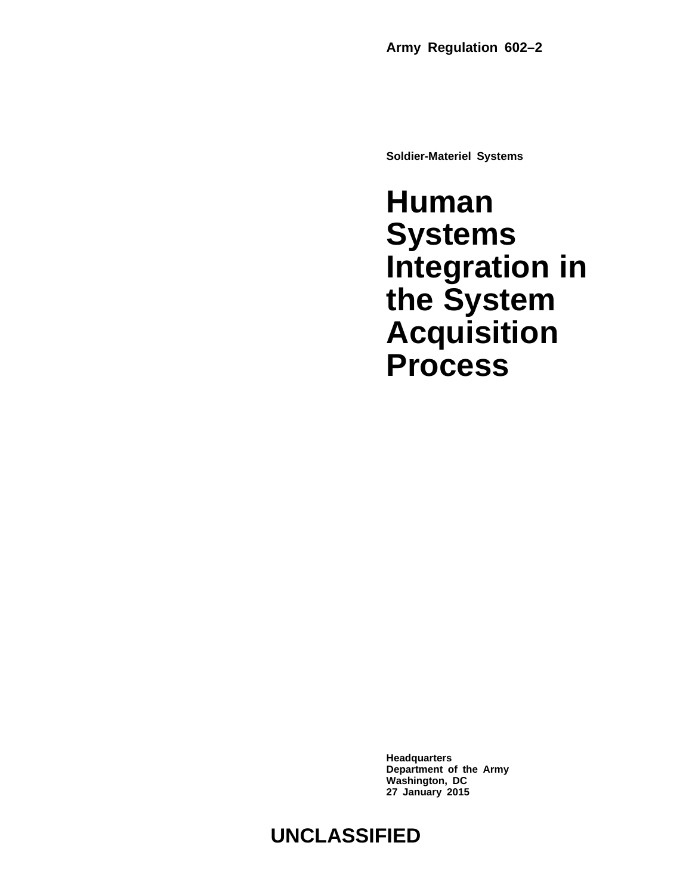**Army Regulation 602–2**

**Soldier-Materiel Systems**

# Human Systems Integration in the System Acquisition Process

**Headquarters**
**Department of the Army**
**Washington, DC**
**27 January 2015**

**UNCLASSIFIED**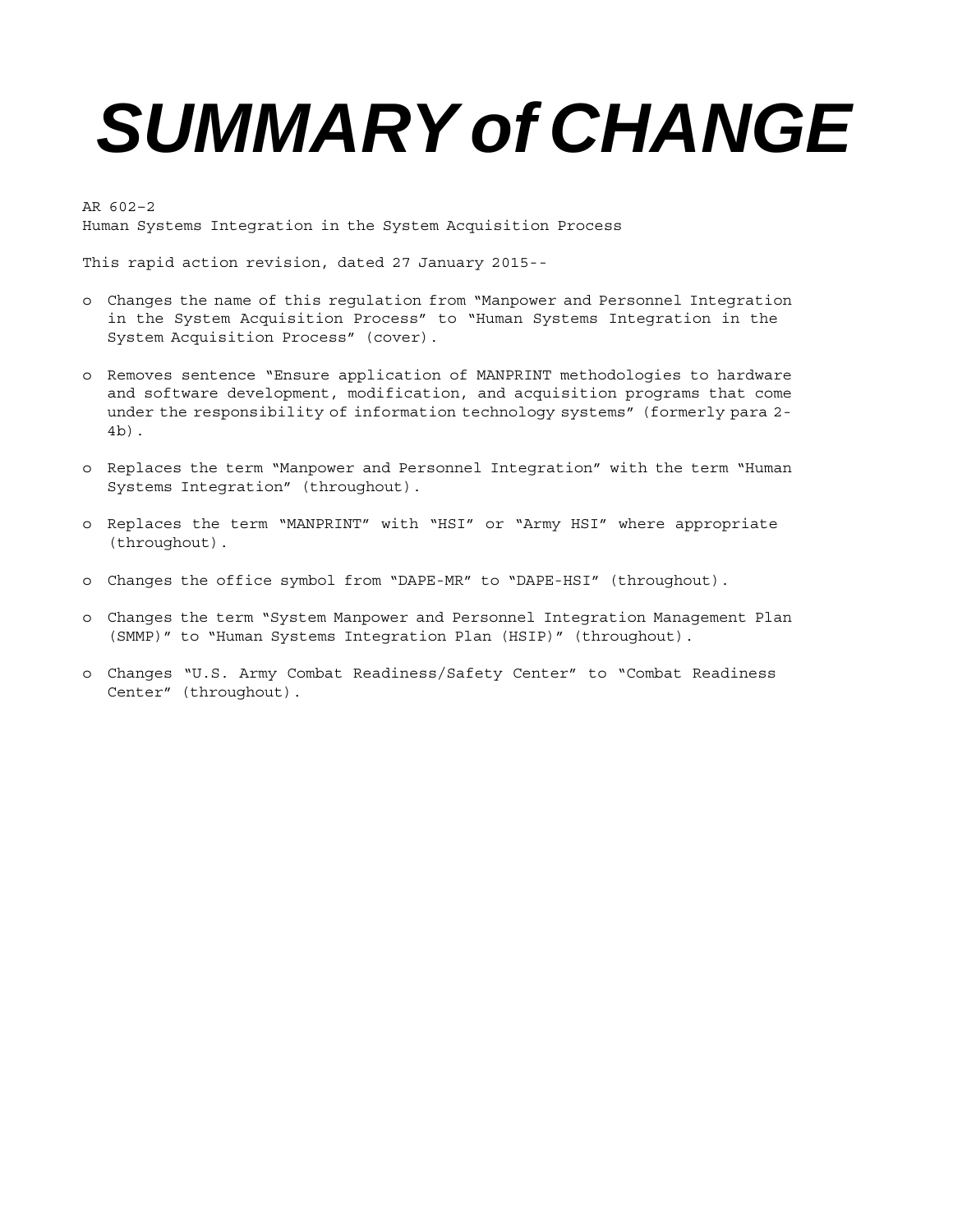# *SUMMARY of CHANGE*

AR 602–2
Human Systems Integration in the System Acquisition Process

This rapid action revision, dated 27 January 2015--

- Changes the name of this regulation from “Manpower and Personnel Integration in the System Acquisition Process” to “Human Systems Integration in the System Acquisition Process” (cover).

- Removes sentence “Ensure application of MANPRINT methodologies to hardware and software development, modification, and acquisition programs that come under the responsibility of information technology systems” (formerly para 2-4b).

- Replaces the term “Manpower and Personnel Integration” with the term “Human Systems Integration” (throughout).

- Replaces the term “MANPRINT” with “HSI” or “Army HSI” where appropriate (throughout).

- Changes the office symbol from “DAPE-MR” to “DAPE-HSI” (throughout).

- Changes the term “System Manpower and Personnel Integration Management Plan (SMMP)” to “Human Systems Integration Plan (HSIP)” (throughout).

- Changes “U.S. Army Combat Readiness/Safety Center” to “Combat Readiness Center” (throughout).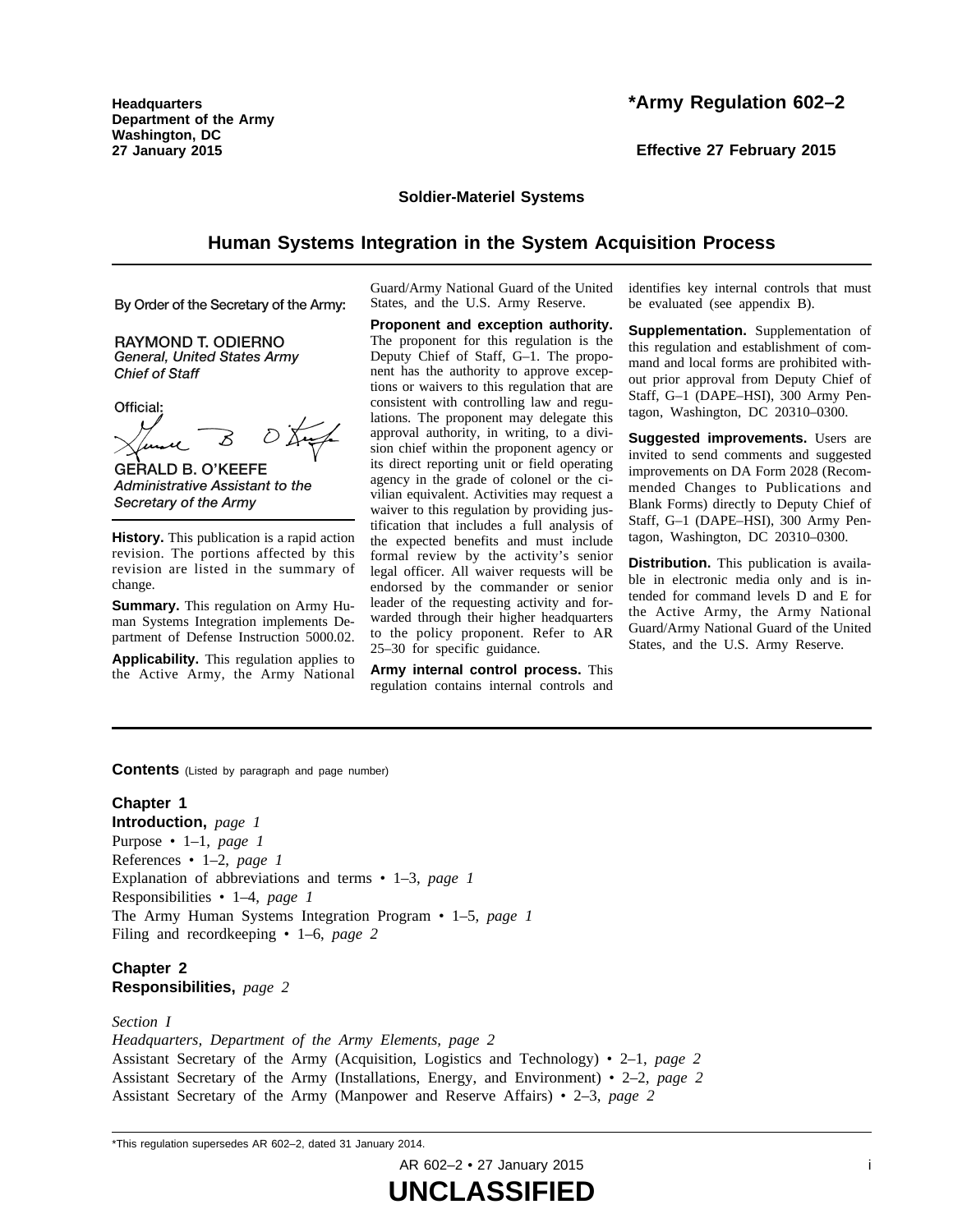Headquarters
Department of the Army
Washington, DC
27 January 2015

# *Army Regulation 602–2

**Effective 27 February 2015**

**Soldier-Materiel Systems**

## Human Systems Integration in the System Acquisition Process

By Order of the Secretary of the Army:

RAYMOND T. ODIERNO
*General, United States Army*
*Chief of Staff*

Official:

GERALD B. O'KEEFE
*Administrative Assistant to the Secretary of the Army*

**History.** This publication is a rapid action revision. The portions affected by this revision are listed in the summary of change.

**Summary.** This regulation on Army Human Systems Integration implements Department of Defense Instruction 5000.02.

**Applicability.** This regulation applies to the Active Army, the Army National Guard/Army National Guard of the United States, and the U.S. Army Reserve.

**Proponent and exception authority.** The proponent for this regulation is the Deputy Chief of Staff, G–1. The proponent has the authority to approve exceptions or waivers to this regulation that are consistent with controlling law and regulations. The proponent may delegate this approval authority, in writing, to a division chief within the proponent agency or its direct reporting unit or field operating agency in the grade of colonel or the civilian equivalent. Activities may request a waiver to this regulation by providing justification that includes a full analysis of the expected benefits and must include formal review by the activity's senior legal officer. All waiver requests will be endorsed by the commander or senior leader of the requesting activity and forwarded through their higher headquarters to the policy proponent. Refer to AR 25–30 for specific guidance.

**Army internal control process.** This regulation contains internal controls and identifies key internal controls that must be evaluated (see appendix B).

**Supplementation.** Supplementation of this regulation and establishment of command and local forms are prohibited without prior approval from Deputy Chief of Staff, G–1 (DAPE–HSI), 300 Army Pentagon, Washington, DC 20310–0300.

**Suggested improvements.** Users are invited to send comments and suggested improvements on DA Form 2028 (Recommended Changes to Publications and Blank Forms) directly to Deputy Chief of Staff, G–1 (DAPE–HSI), 300 Army Pentagon, Washington, DC 20310–0300.

**Distribution.** This publication is available in electronic media only and is intended for command levels D and E for the Active Army, the Army National Guard/Army National Guard of the United States, and the U.S. Army Reserve.

**Contents** (Listed by paragraph and page number)

**Chapter 1**
**Introduction,** *page 1*
Purpose • 1–1, *page 1*
References • 1–2, *page 1*
Explanation of abbreviations and terms • 1–3, *page 1*
Responsibilities • 1–4, *page 1*
The Army Human Systems Integration Program • 1–5, *page 1*
Filing and recordkeeping • 1–6, *page 2*

**Chapter 2**
**Responsibilities,** *page 2*

*Section I*
*Headquarters, Department of the Army Elements, page 2*
Assistant Secretary of the Army (Acquisition, Logistics and Technology) • 2–1, *page 2*
Assistant Secretary of the Army (Installations, Energy, and Environment) • 2–2, *page 2*
Assistant Secretary of the Army (Manpower and Reserve Affairs) • 2–3, *page 2*

*This regulation supersedes AR 602–2, dated 31 January 2014.

UNCLASSIFIED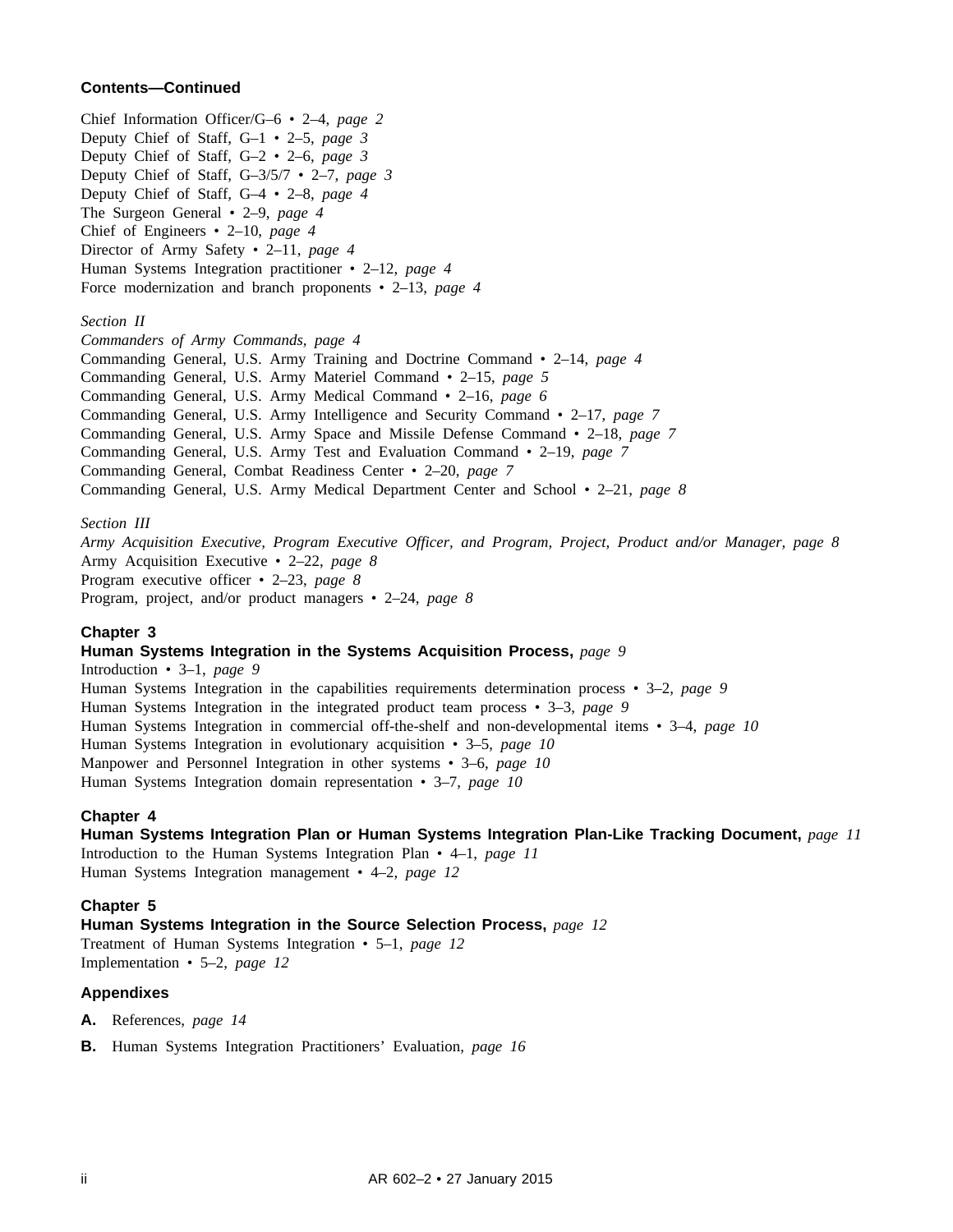**Contents—Continued**

Chief Information Officer/G–6 • 2–4, *page 2*
Deputy Chief of Staff, G–1 • 2–5, *page 3*
Deputy Chief of Staff, G–2 • 2–6, *page 3*
Deputy Chief of Staff, G–3/5/7 • 2–7, *page 3*
Deputy Chief of Staff, G–4 • 2–8, *page 4*
The Surgeon General • 2–9, *page 4*
Chief of Engineers • 2–10, *page 4*
Director of Army Safety • 2–11, *page 4*
Human Systems Integration practitioner • 2–12, *page 4*
Force modernization and branch proponents • 2–13, *page 4*

*Section II*
*Commanders of Army Commands, page 4*
Commanding General, U.S. Army Training and Doctrine Command • 2–14, *page 4*
Commanding General, U.S. Army Materiel Command • 2–15, *page 5*
Commanding General, U.S. Army Medical Command • 2–16, *page 6*
Commanding General, U.S. Army Intelligence and Security Command • 2–17, *page 7*
Commanding General, U.S. Army Space and Missile Defense Command • 2–18, *page 7*
Commanding General, U.S. Army Test and Evaluation Command • 2–19, *page 7*
Commanding General, Combat Readiness Center • 2–20, *page 7*
Commanding General, U.S. Army Medical Department Center and School • 2–21, *page 8*

*Section III*
*Army Acquisition Executive, Program Executive Officer, and Program, Project, Product and/or Manager, page 8*
Army Acquisition Executive • 2–22, *page 8*
Program executive officer • 2–23, *page 8*
Program, project, and/or product managers • 2–24, *page 8*

**Chapter 3**
**Human Systems Integration in the Systems Acquisition Process,** *page 9*
Introduction • 3–1, *page 9*
Human Systems Integration in the capabilities requirements determination process • 3–2, *page 9*
Human Systems Integration in the integrated product team process • 3–3, *page 9*
Human Systems Integration in commercial off-the-shelf and non-developmental items • 3–4, *page 10*
Human Systems Integration in evolutionary acquisition • 3–5, *page 10*
Manpower and Personnel Integration in other systems • 3–6, *page 10*
Human Systems Integration domain representation • 3–7, *page 10*

**Chapter 4**
**Human Systems Integration Plan or Human Systems Integration Plan-Like Tracking Document,** *page 11*
Introduction to the Human Systems Integration Plan • 4–1, *page 11*
Human Systems Integration management • 4–2, *page 12*

**Chapter 5**
**Human Systems Integration in the Source Selection Process,** *page 12*
Treatment of Human Systems Integration • 5–1, *page 12*
Implementation • 5–2, *page 12*

**Appendixes**

**A.** References, *page 14*

**B.** Human Systems Integration Practitioners' Evaluation, *page 16*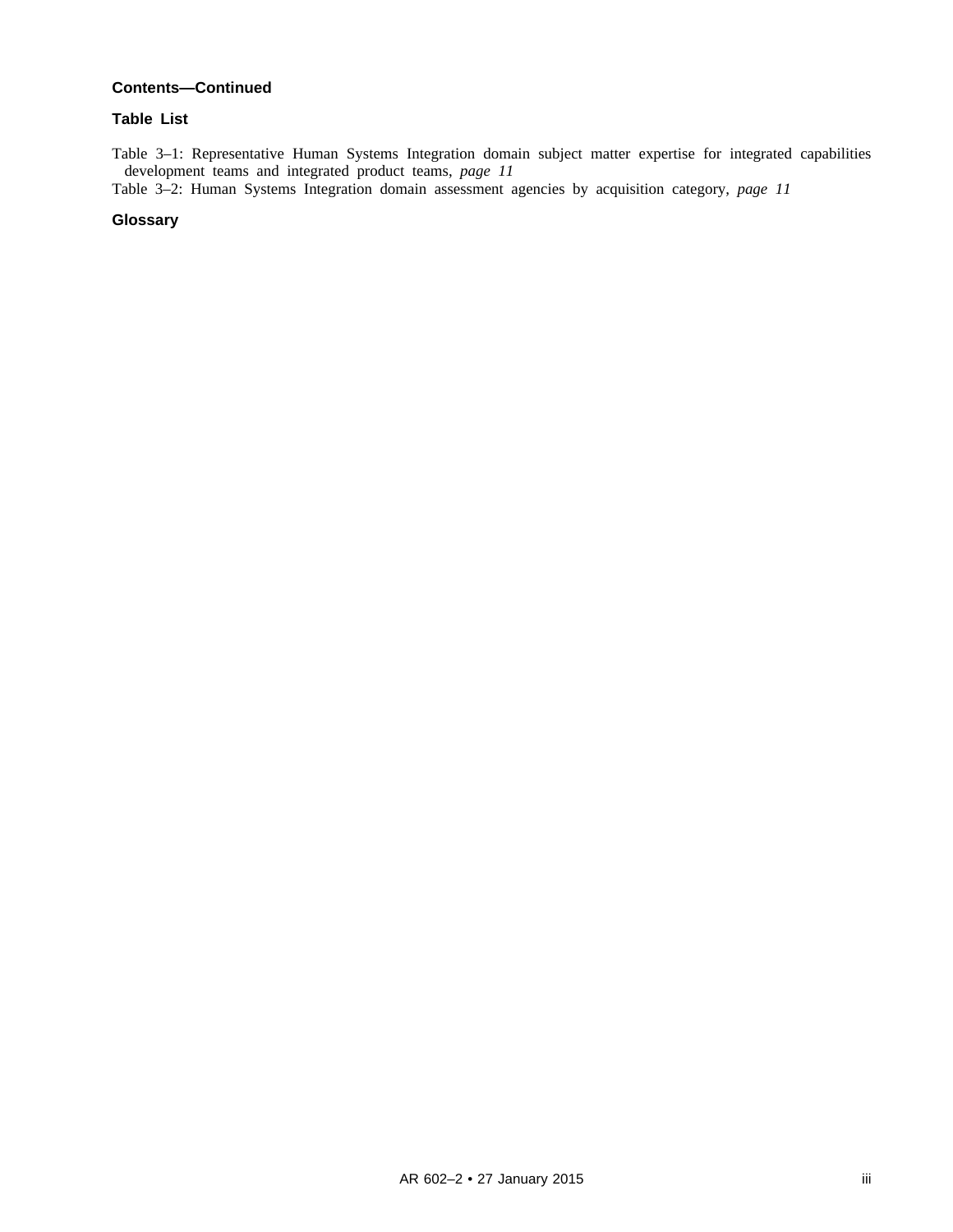**Contents—Continued**

**Table List**

Table 3–1: Representative Human Systems Integration domain subject matter expertise for integrated capabilities development teams and integrated product teams, *page 11*

Table 3–2: Human Systems Integration domain assessment agencies by acquisition category, *page 11*

**Glossary**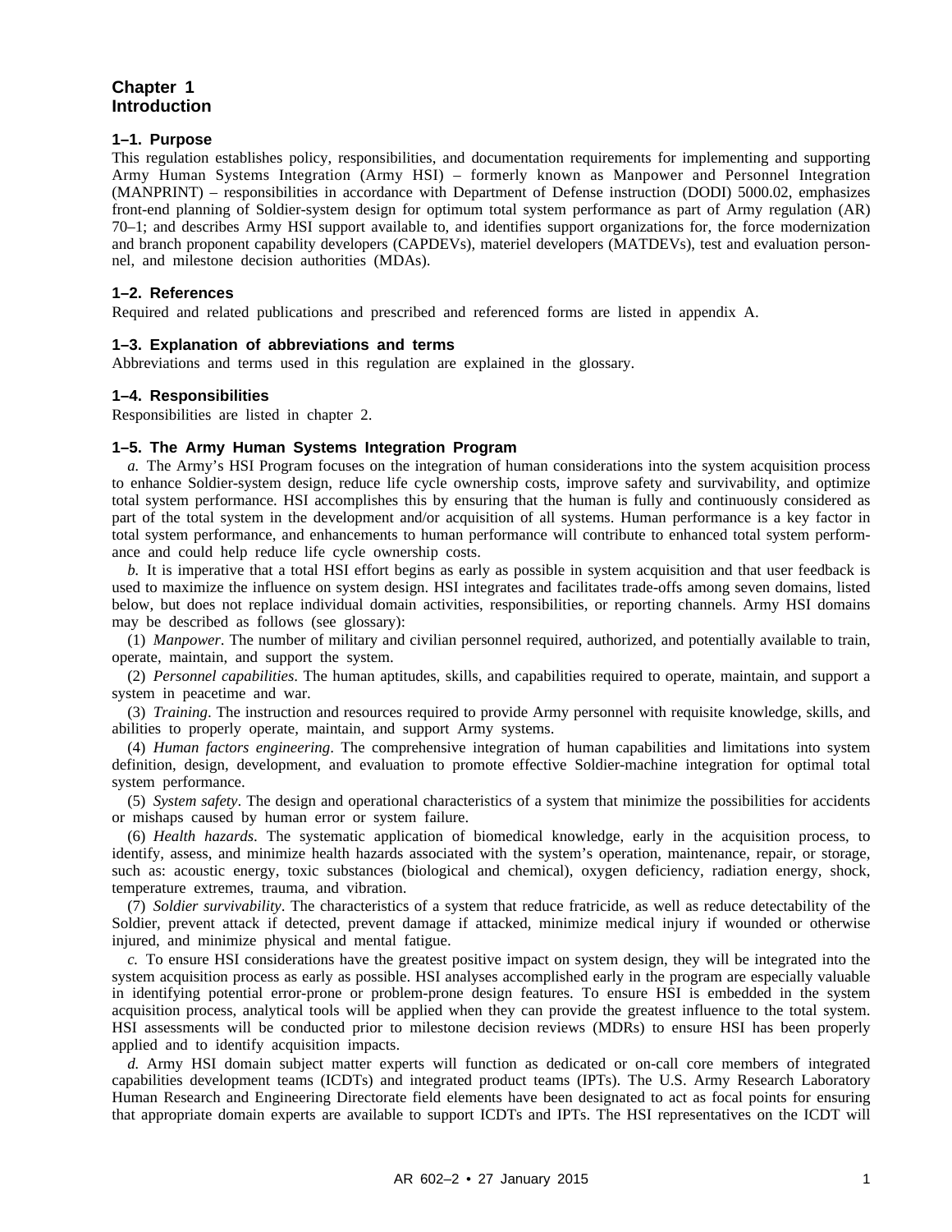# Chapter 1
# Introduction

### 1–1. Purpose

This regulation establishes policy, responsibilities, and documentation requirements for implementing and supporting Army Human Systems Integration (Army HSI) – formerly known as Manpower and Personnel Integration (MANPRINT) – responsibilities in accordance with Department of Defense instruction (DODI) 5000.02, emphasizes front-end planning of Soldier-system design for optimum total system performance as part of Army regulation (AR) 70–1; and describes Army HSI support available to, and identifies support organizations for, the force modernization and branch proponent capability developers (CAPDEVs), materiel developers (MATDEVs), test and evaluation personnel, and milestone decision authorities (MDAs).

### 1–2. References

Required and related publications and prescribed and referenced forms are listed in appendix A.

### 1–3. Explanation of abbreviations and terms

Abbreviations and terms used in this regulation are explained in the glossary.

### 1–4. Responsibilities

Responsibilities are listed in chapter 2.

### 1–5. The Army Human Systems Integration Program

*a.* The Army's HSI Program focuses on the integration of human considerations into the system acquisition process to enhance Soldier-system design, reduce life cycle ownership costs, improve safety and survivability, and optimize total system performance. HSI accomplishes this by ensuring that the human is fully and continuously considered as part of the total system in the development and/or acquisition of all systems. Human performance is a key factor in total system performance, and enhancements to human performance will contribute to enhanced total system performance and could help reduce life cycle ownership costs.

*b.* It is imperative that a total HSI effort begins as early as possible in system acquisition and that user feedback is used to maximize the influence on system design. HSI integrates and facilitates trade-offs among seven domains, listed below, but does not replace individual domain activities, responsibilities, or reporting channels. Army HSI domains may be described as follows (see glossary):

(1) *Manpower*. The number of military and civilian personnel required, authorized, and potentially available to train, operate, maintain, and support the system.

(2) *Personnel capabilities*. The human aptitudes, skills, and capabilities required to operate, maintain, and support a system in peacetime and war.

(3) *Training*. The instruction and resources required to provide Army personnel with requisite knowledge, skills, and abilities to properly operate, maintain, and support Army systems.

(4) *Human factors engineering*. The comprehensive integration of human capabilities and limitations into system definition, design, development, and evaluation to promote effective Soldier-machine integration for optimal total system performance.

(5) *System safety*. The design and operational characteristics of a system that minimize the possibilities for accidents or mishaps caused by human error or system failure.

(6) *Health hazards*. The systematic application of biomedical knowledge, early in the acquisition process, to identify, assess, and minimize health hazards associated with the system's operation, maintenance, repair, or storage, such as: acoustic energy, toxic substances (biological and chemical), oxygen deficiency, radiation energy, shock, temperature extremes, trauma, and vibration.

(7) *Soldier survivability*. The characteristics of a system that reduce fratricide, as well as reduce detectability of the Soldier, prevent attack if detected, prevent damage if attacked, minimize medical injury if wounded or otherwise injured, and minimize physical and mental fatigue.

*c.* To ensure HSI considerations have the greatest positive impact on system design, they will be integrated into the system acquisition process as early as possible. HSI analyses accomplished early in the program are especially valuable in identifying potential error-prone or problem-prone design features. To ensure HSI is embedded in the system acquisition process, analytical tools will be applied when they can provide the greatest influence to the total system. HSI assessments will be conducted prior to milestone decision reviews (MDRs) to ensure HSI has been properly applied and to identify acquisition impacts.

*d.* Army HSI domain subject matter experts will function as dedicated or on-call core members of integrated capabilities development teams (ICDTs) and integrated product teams (IPTs). The U.S. Army Research Laboratory Human Research and Engineering Directorate field elements have been designated to act as focal points for ensuring that appropriate domain experts are available to support ICDTs and IPTs. The HSI representatives on the ICDT will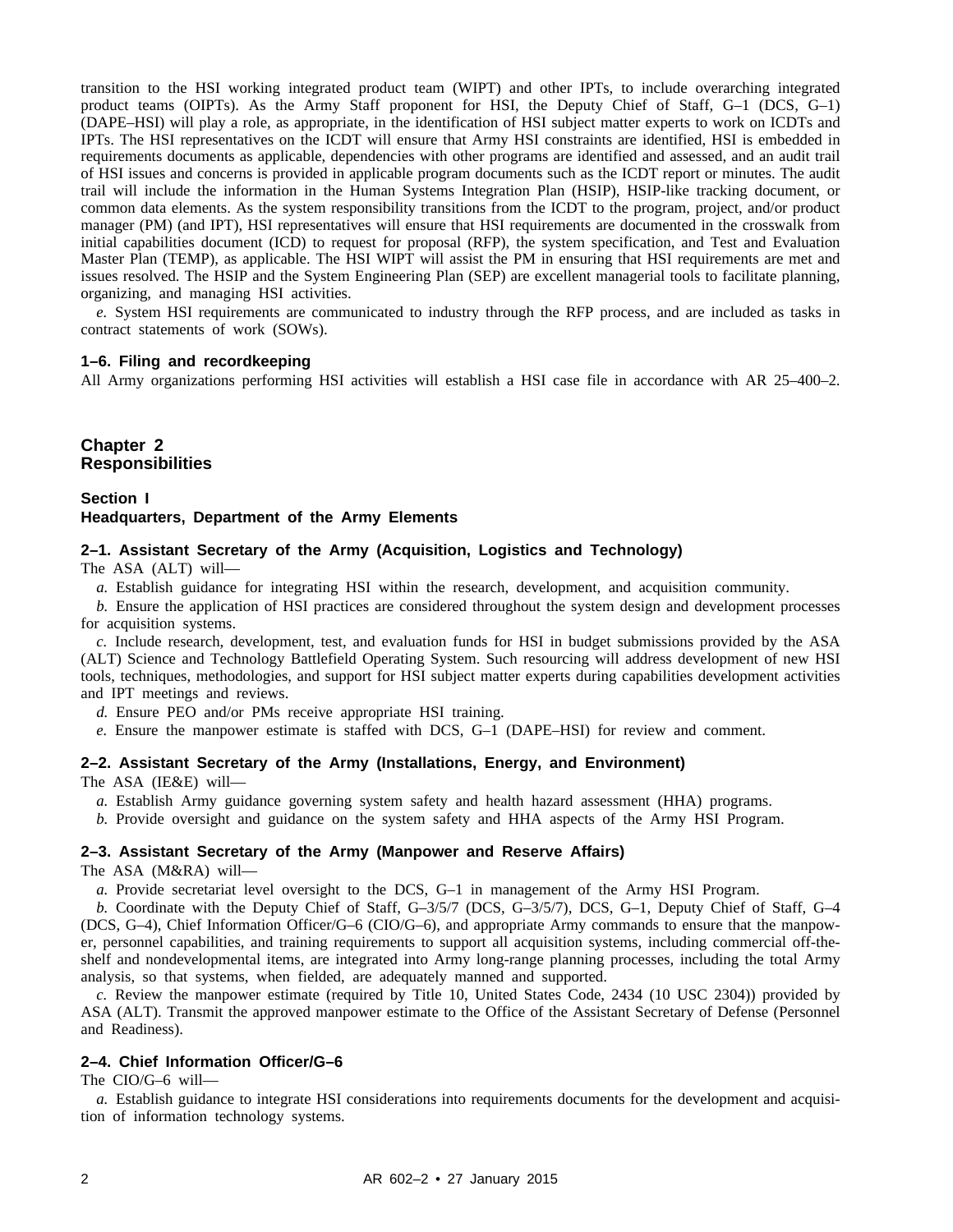transition to the HSI working integrated product team (WIPT) and other IPTs, to include overarching integrated product teams (OIPTs). As the Army Staff proponent for HSI, the Deputy Chief of Staff, G–1 (DCS, G–1) (DAPE–HSI) will play a role, as appropriate, in the identification of HSI subject matter experts to work on ICDTs and IPTs. The HSI representatives on the ICDT will ensure that Army HSI constraints are identified, HSI is embedded in requirements documents as applicable, dependencies with other programs are identified and assessed, and an audit trail of HSI issues and concerns is provided in applicable program documents such as the ICDT report or minutes. The audit trail will include the information in the Human Systems Integration Plan (HSIP), HSIP-like tracking document, or common data elements. As the system responsibility transitions from the ICDT to the program, project, and/or product manager (PM) (and IPT), HSI representatives will ensure that HSI requirements are documented in the crosswalk from initial capabilities document (ICD) to request for proposal (RFP), the system specification, and Test and Evaluation Master Plan (TEMP), as applicable. The HSI WIPT will assist the PM in ensuring that HSI requirements are met and issues resolved. The HSIP and the System Engineering Plan (SEP) are excellent managerial tools to facilitate planning, organizing, and managing HSI activities.

*e.* System HSI requirements are communicated to industry through the RFP process, and are included as tasks in contract statements of work (SOWs).

### 1–6. Filing and recordkeeping

All Army organizations performing HSI activities will establish a HSI case file in accordance with AR 25–400–2.

# Chapter 2
# Responsibilities

## Section I
## Headquarters, Department of the Army Elements

### 2–1. Assistant Secretary of the Army (Acquisition, Logistics and Technology)

The ASA (ALT) will—

*a.* Establish guidance for integrating HSI within the research, development, and acquisition community.

*b.* Ensure the application of HSI practices are considered throughout the system design and development processes for acquisition systems.

*c.* Include research, development, test, and evaluation funds for HSI in budget submissions provided by the ASA (ALT) Science and Technology Battlefield Operating System. Such resourcing will address development of new HSI tools, techniques, methodologies, and support for HSI subject matter experts during capabilities development activities and IPT meetings and reviews.

*d.* Ensure PEO and/or PMs receive appropriate HSI training.

*e.* Ensure the manpower estimate is staffed with DCS, G–1 (DAPE–HSI) for review and comment.

### 2–2. Assistant Secretary of the Army (Installations, Energy, and Environment)

The ASA (IE&E) will—

*a.* Establish Army guidance governing system safety and health hazard assessment (HHA) programs.

*b.* Provide oversight and guidance on the system safety and HHA aspects of the Army HSI Program.

### 2–3. Assistant Secretary of the Army (Manpower and Reserve Affairs)

The ASA (M&RA) will—

*a.* Provide secretariat level oversight to the DCS, G–1 in management of the Army HSI Program.

*b.* Coordinate with the Deputy Chief of Staff, G–3/5/7 (DCS, G–3/5/7), DCS, G–1, Deputy Chief of Staff, G–4 (DCS, G–4), Chief Information Officer/G–6 (CIO/G–6), and appropriate Army commands to ensure that the manpower, personnel capabilities, and training requirements to support all acquisition systems, including commercial off-the-shelf and nondevelopmental items, are integrated into Army long-range planning processes, including the total Army analysis, so that systems, when fielded, are adequately manned and supported.

*c.* Review the manpower estimate (required by Title 10, United States Code, 2434 (10 USC 2304)) provided by ASA (ALT). Transmit the approved manpower estimate to the Office of the Assistant Secretary of Defense (Personnel and Readiness).

### 2–4. Chief Information Officer/G–6

The CIO/G–6 will—

*a.* Establish guidance to integrate HSI considerations into requirements documents for the development and acquisition of information technology systems.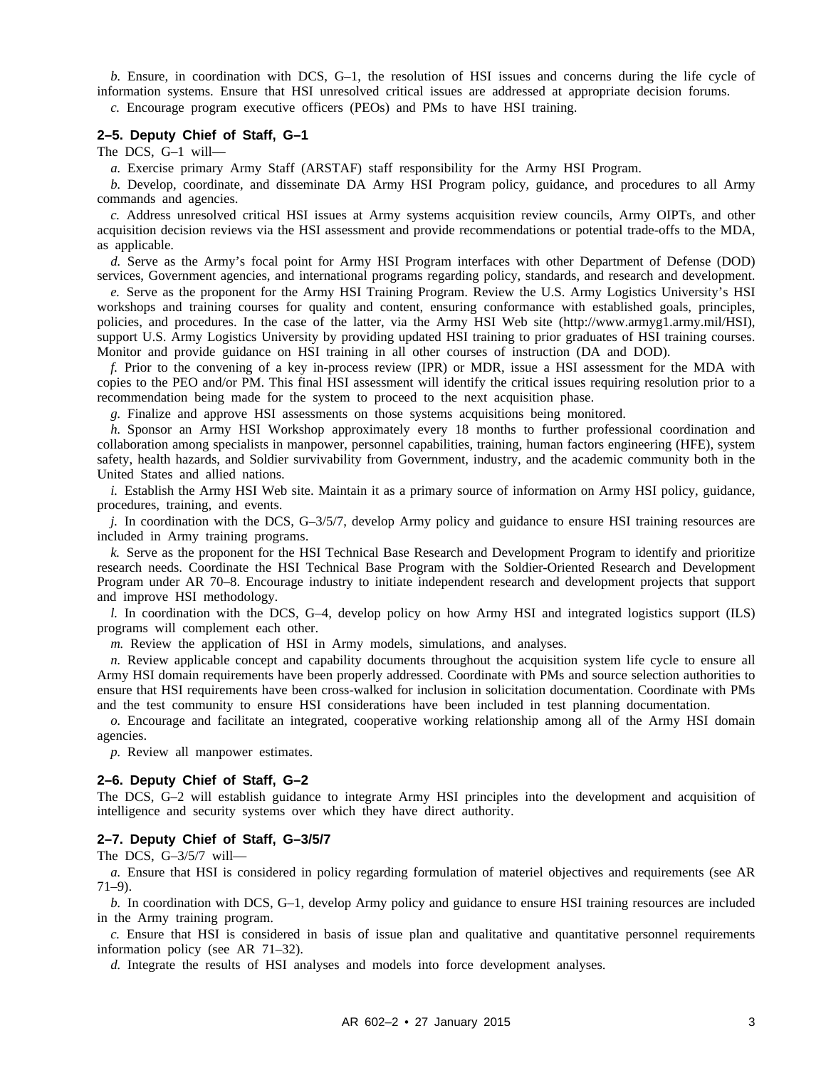*b.* Ensure, in coordination with DCS, G–1, the resolution of HSI issues and concerns during the life cycle of information systems. Ensure that HSI unresolved critical issues are addressed at appropriate decision forums.

*c.* Encourage program executive officers (PEOs) and PMs to have HSI training.

### 2–5. Deputy Chief of Staff, G–1

The DCS, G–1 will—

*a.* Exercise primary Army Staff (ARSTAF) staff responsibility for the Army HSI Program.

*b.* Develop, coordinate, and disseminate DA Army HSI Program policy, guidance, and procedures to all Army commands and agencies.

*c.* Address unresolved critical HSI issues at Army systems acquisition review councils, Army OIPTs, and other acquisition decision reviews via the HSI assessment and provide recommendations or potential trade-offs to the MDA, as applicable.

*d.* Serve as the Army's focal point for Army HSI Program interfaces with other Department of Defense (DOD) services, Government agencies, and international programs regarding policy, standards, and research and development.

*e.* Serve as the proponent for the Army HSI Training Program. Review the U.S. Army Logistics University's HSI workshops and training courses for quality and content, ensuring conformance with established goals, principles, policies, and procedures. In the case of the latter, via the Army HSI Web site (http://www.armyg1.army.mil/HSI), support U.S. Army Logistics University by providing updated HSI training to prior graduates of HSI training courses. Monitor and provide guidance on HSI training in all other courses of instruction (DA and DOD).

*f.* Prior to the convening of a key in-process review (IPR) or MDR, issue a HSI assessment for the MDA with copies to the PEO and/or PM. This final HSI assessment will identify the critical issues requiring resolution prior to a recommendation being made for the system to proceed to the next acquisition phase.

*g.* Finalize and approve HSI assessments on those systems acquisitions being monitored.

*h.* Sponsor an Army HSI Workshop approximately every 18 months to further professional coordination and collaboration among specialists in manpower, personnel capabilities, training, human factors engineering (HFE), system safety, health hazards, and Soldier survivability from Government, industry, and the academic community both in the United States and allied nations.

*i.* Establish the Army HSI Web site. Maintain it as a primary source of information on Army HSI policy, guidance, procedures, training, and events.

*j.* In coordination with the DCS, G–3/5/7, develop Army policy and guidance to ensure HSI training resources are included in Army training programs.

*k.* Serve as the proponent for the HSI Technical Base Research and Development Program to identify and prioritize research needs. Coordinate the HSI Technical Base Program with the Soldier-Oriented Research and Development Program under AR 70–8. Encourage industry to initiate independent research and development projects that support and improve HSI methodology.

*l.* In coordination with the DCS, G–4, develop policy on how Army HSI and integrated logistics support (ILS) programs will complement each other.

*m.* Review the application of HSI in Army models, simulations, and analyses.

*n.* Review applicable concept and capability documents throughout the acquisition system life cycle to ensure all Army HSI domain requirements have been properly addressed. Coordinate with PMs and source selection authorities to ensure that HSI requirements have been cross-walked for inclusion in solicitation documentation. Coordinate with PMs and the test community to ensure HSI considerations have been included in test planning documentation.

*o.* Encourage and facilitate an integrated, cooperative working relationship among all of the Army HSI domain agencies.

*p.* Review all manpower estimates.

### 2–6. Deputy Chief of Staff, G–2

The DCS, G–2 will establish guidance to integrate Army HSI principles into the development and acquisition of intelligence and security systems over which they have direct authority.

### 2–7. Deputy Chief of Staff, G–3/5/7

The DCS, G–3/5/7 will—

*a.* Ensure that HSI is considered in policy regarding formulation of materiel objectives and requirements (see AR 71–9).

*b.* In coordination with DCS, G–1, develop Army policy and guidance to ensure HSI training resources are included in the Army training program.

*c.* Ensure that HSI is considered in basis of issue plan and qualitative and quantitative personnel requirements information policy (see AR 71–32).

*d.* Integrate the results of HSI analyses and models into force development analyses.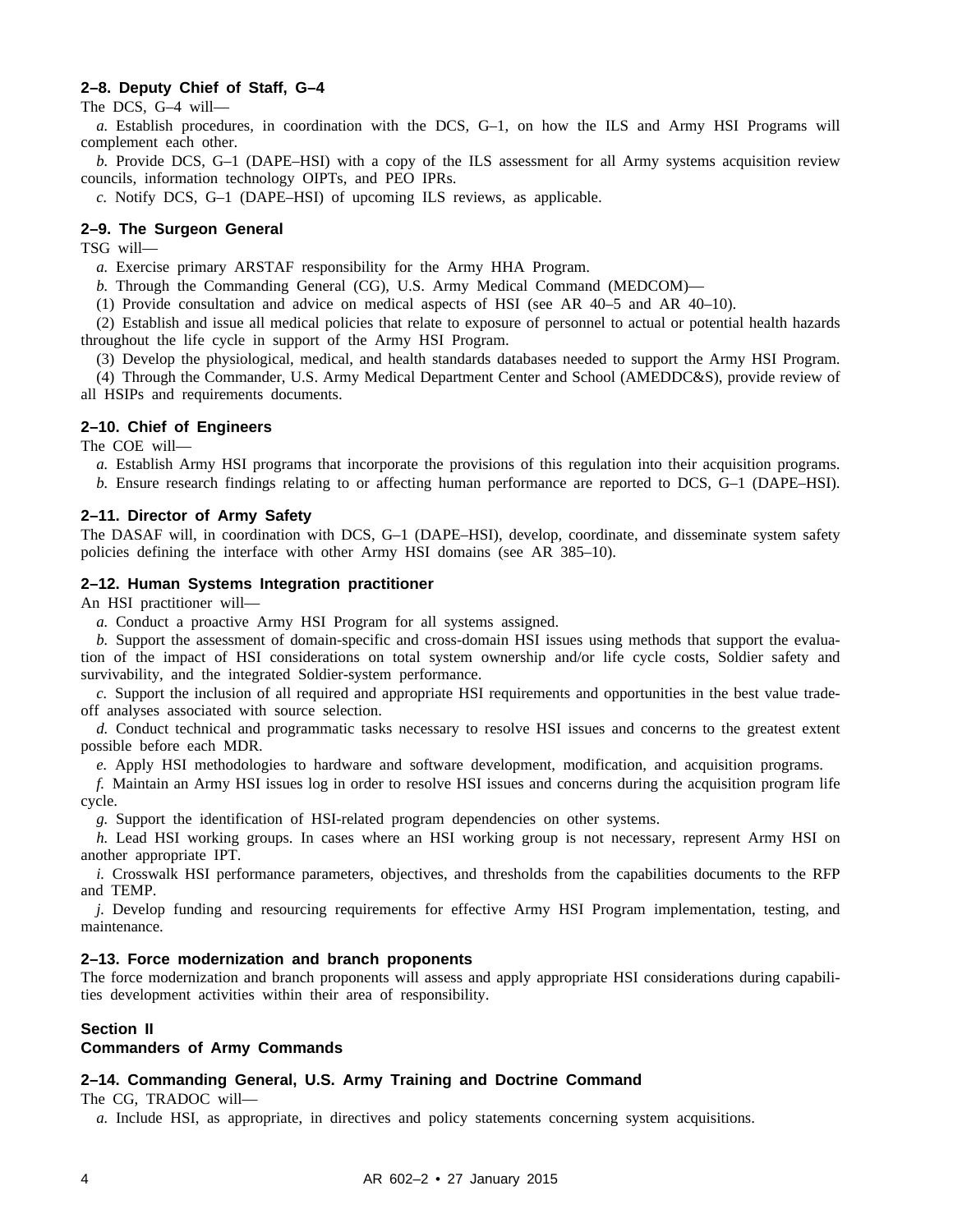### 2–8. Deputy Chief of Staff, G–4

The DCS, G–4 will—

*a.* Establish procedures, in coordination with the DCS, G–1, on how the ILS and Army HSI Programs will complement each other.

*b.* Provide DCS, G–1 (DAPE–HSI) with a copy of the ILS assessment for all Army systems acquisition review councils, information technology OIPTs, and PEO IPRs.

*c.* Notify DCS, G–1 (DAPE–HSI) of upcoming ILS reviews, as applicable.

### 2–9. The Surgeon General

TSG will—

*a.* Exercise primary ARSTAF responsibility for the Army HHA Program.

*b.* Through the Commanding General (CG), U.S. Army Medical Command (MEDCOM)—

(1) Provide consultation and advice on medical aspects of HSI (see AR 40–5 and AR 40–10).

(2) Establish and issue all medical policies that relate to exposure of personnel to actual or potential health hazards throughout the life cycle in support of the Army HSI Program.

(3) Develop the physiological, medical, and health standards databases needed to support the Army HSI Program.

(4) Through the Commander, U.S. Army Medical Department Center and School (AMEDDC&S), provide review of all HSIPs and requirements documents.

### 2–10. Chief of Engineers

The COE will—

*a.* Establish Army HSI programs that incorporate the provisions of this regulation into their acquisition programs.

*b.* Ensure research findings relating to or affecting human performance are reported to DCS, G–1 (DAPE–HSI).

### 2–11. Director of Army Safety

The DASAF will, in coordination with DCS, G–1 (DAPE–HSI), develop, coordinate, and disseminate system safety policies defining the interface with other Army HSI domains (see AR 385–10).

### 2–12. Human Systems Integration practitioner

An HSI practitioner will—

*a.* Conduct a proactive Army HSI Program for all systems assigned.

*b.* Support the assessment of domain-specific and cross-domain HSI issues using methods that support the evaluation of the impact of HSI considerations on total system ownership and/or life cycle costs, Soldier safety and survivability, and the integrated Soldier-system performance.

*c.* Support the inclusion of all required and appropriate HSI requirements and opportunities in the best value trade-off analyses associated with source selection.

*d.* Conduct technical and programmatic tasks necessary to resolve HSI issues and concerns to the greatest extent possible before each MDR.

*e.* Apply HSI methodologies to hardware and software development, modification, and acquisition programs.

*f.* Maintain an Army HSI issues log in order to resolve HSI issues and concerns during the acquisition program life cycle.

*g.* Support the identification of HSI-related program dependencies on other systems.

*h.* Lead HSI working groups. In cases where an HSI working group is not necessary, represent Army HSI on another appropriate IPT.

*i.* Crosswalk HSI performance parameters, objectives, and thresholds from the capabilities documents to the RFP and TEMP.

*j.* Develop funding and resourcing requirements for effective Army HSI Program implementation, testing, and maintenance.

### 2–13. Force modernization and branch proponents

The force modernization and branch proponents will assess and apply appropriate HSI considerations during capabilities development activities within their area of responsibility.

## Section II
## Commanders of Army Commands

### 2–14. Commanding General, U.S. Army Training and Doctrine Command

The CG, TRADOC will—

*a.* Include HSI, as appropriate, in directives and policy statements concerning system acquisitions.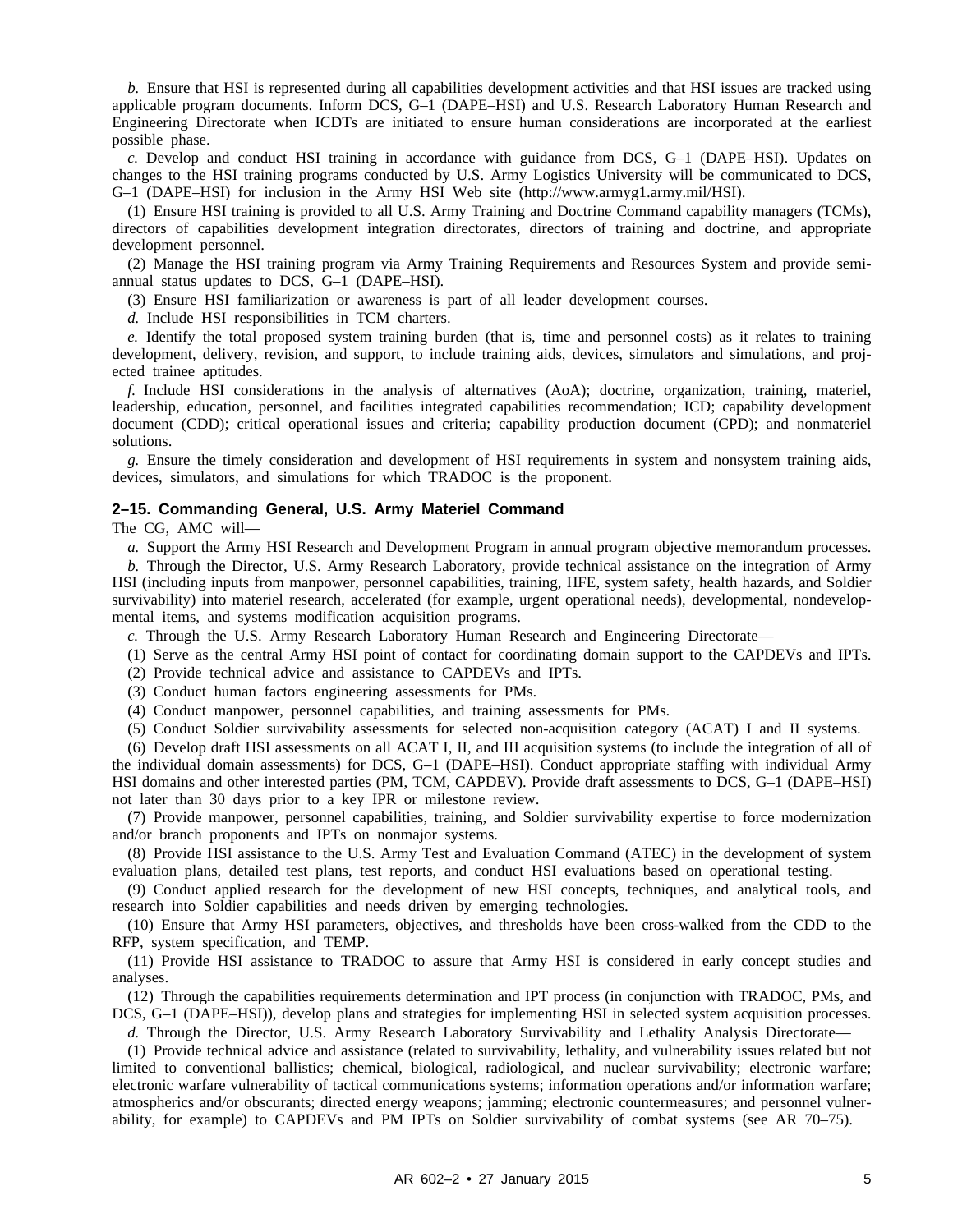*b.* Ensure that HSI is represented during all capabilities development activities and that HSI issues are tracked using applicable program documents. Inform DCS, G–1 (DAPE–HSI) and U.S. Research Laboratory Human Research and Engineering Directorate when ICDTs are initiated to ensure human considerations are incorporated at the earliest possible phase.

*c.* Develop and conduct HSI training in accordance with guidance from DCS, G–1 (DAPE–HSI). Updates on changes to the HSI training programs conducted by U.S. Army Logistics University will be communicated to DCS, G–1 (DAPE–HSI) for inclusion in the Army HSI Web site (http://www.armyg1.army.mil/HSI).

(1) Ensure HSI training is provided to all U.S. Army Training and Doctrine Command capability managers (TCMs), directors of capabilities development integration directorates, directors of training and doctrine, and appropriate development personnel.

(2) Manage the HSI training program via Army Training Requirements and Resources System and provide semi-annual status updates to DCS, G–1 (DAPE–HSI).

(3) Ensure HSI familiarization or awareness is part of all leader development courses.

*d.* Include HSI responsibilities in TCM charters.

*e.* Identify the total proposed system training burden (that is, time and personnel costs) as it relates to training development, delivery, revision, and support, to include training aids, devices, simulators and simulations, and projected trainee aptitudes.

*f.* Include HSI considerations in the analysis of alternatives (AoA); doctrine, organization, training, materiel, leadership, education, personnel, and facilities integrated capabilities recommendation; ICD; capability development document (CDD); critical operational issues and criteria; capability production document (CPD); and nonmateriel solutions.

*g.* Ensure the timely consideration and development of HSI requirements in system and nonsystem training aids, devices, simulators, and simulations for which TRADOC is the proponent.

**2–15. Commanding General, U.S. Army Materiel Command**

The CG, AMC will—

*a.* Support the Army HSI Research and Development Program in annual program objective memorandum processes.

*b.* Through the Director, U.S. Army Research Laboratory, provide technical assistance on the integration of Army HSI (including inputs from manpower, personnel capabilities, training, HFE, system safety, health hazards, and Soldier survivability) into materiel research, accelerated (for example, urgent operational needs), developmental, nondevelopmental items, and systems modification acquisition programs.

*c.* Through the U.S. Army Research Laboratory Human Research and Engineering Directorate—

(1) Serve as the central Army HSI point of contact for coordinating domain support to the CAPDEVs and IPTs.

(2) Provide technical advice and assistance to CAPDEVs and IPTs.

(3) Conduct human factors engineering assessments for PMs.

(4) Conduct manpower, personnel capabilities, and training assessments for PMs.

(5) Conduct Soldier survivability assessments for selected non-acquisition category (ACAT) I and II systems.

(6) Develop draft HSI assessments on all ACAT I, II, and III acquisition systems (to include the integration of all of the individual domain assessments) for DCS, G–1 (DAPE–HSI). Conduct appropriate staffing with individual Army HSI domains and other interested parties (PM, TCM, CAPDEV). Provide draft assessments to DCS, G–1 (DAPE–HSI) not later than 30 days prior to a key IPR or milestone review.

(7) Provide manpower, personnel capabilities, training, and Soldier survivability expertise to force modernization and/or branch proponents and IPTs on nonmajor systems.

(8) Provide HSI assistance to the U.S. Army Test and Evaluation Command (ATEC) in the development of system evaluation plans, detailed test plans, test reports, and conduct HSI evaluations based on operational testing.

(9) Conduct applied research for the development of new HSI concepts, techniques, and analytical tools, and research into Soldier capabilities and needs driven by emerging technologies.

(10) Ensure that Army HSI parameters, objectives, and thresholds have been cross-walked from the CDD to the RFP, system specification, and TEMP.

(11) Provide HSI assistance to TRADOC to assure that Army HSI is considered in early concept studies and analyses.

(12) Through the capabilities requirements determination and IPT process (in conjunction with TRADOC, PMs, and DCS, G–1 (DAPE–HSI)), develop plans and strategies for implementing HSI in selected system acquisition processes.

*d.* Through the Director, U.S. Army Research Laboratory Survivability and Lethality Analysis Directorate—

(1) Provide technical advice and assistance (related to survivability, lethality, and vulnerability issues related but not limited to conventional ballistics; chemical, biological, radiological, and nuclear survivability; electronic warfare; electronic warfare vulnerability of tactical communications systems; information operations and/or information warfare; atmospherics and/or obscurants; directed energy weapons; jamming; electronic countermeasures; and personnel vulnerability, for example) to CAPDEVs and PM IPTs on Soldier survivability of combat systems (see AR 70–75).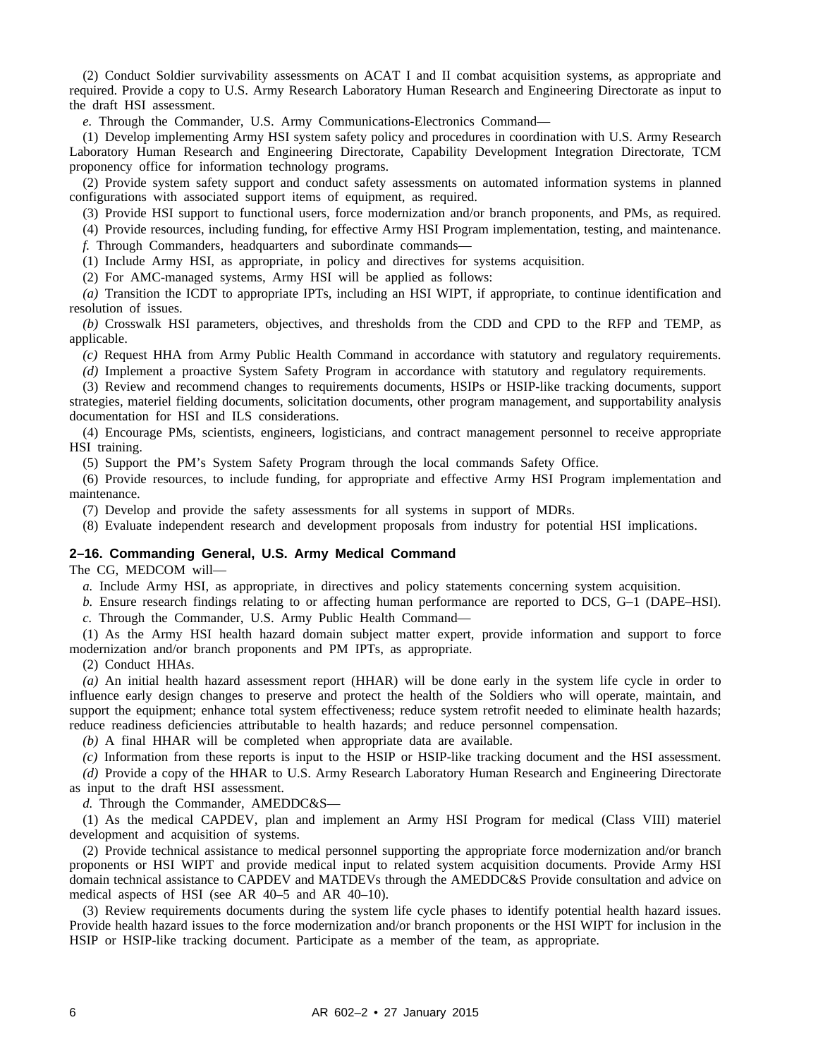(2) Conduct Soldier survivability assessments on ACAT I and II combat acquisition systems, as appropriate and required. Provide a copy to U.S. Army Research Laboratory Human Research and Engineering Directorate as input to the draft HSI assessment.

*e.* Through the Commander, U.S. Army Communications-Electronics Command—

(1) Develop implementing Army HSI system safety policy and procedures in coordination with U.S. Army Research Laboratory Human Research and Engineering Directorate, Capability Development Integration Directorate, TCM proponency office for information technology programs.

(2) Provide system safety support and conduct safety assessments on automated information systems in planned configurations with associated support items of equipment, as required.

(3) Provide HSI support to functional users, force modernization and/or branch proponents, and PMs, as required.

(4) Provide resources, including funding, for effective Army HSI Program implementation, testing, and maintenance.

*f.* Through Commanders, headquarters and subordinate commands—

(1) Include Army HSI, as appropriate, in policy and directives for systems acquisition.

(2) For AMC-managed systems, Army HSI will be applied as follows:

*(a)* Transition the ICDT to appropriate IPTs, including an HSI WIPT, if appropriate, to continue identification and resolution of issues.

*(b)* Crosswalk HSI parameters, objectives, and thresholds from the CDD and CPD to the RFP and TEMP, as applicable.

*(c)* Request HHA from Army Public Health Command in accordance with statutory and regulatory requirements.

*(d)* Implement a proactive System Safety Program in accordance with statutory and regulatory requirements.

(3) Review and recommend changes to requirements documents, HSIPs or HSIP-like tracking documents, support strategies, materiel fielding documents, solicitation documents, other program management, and supportability analysis documentation for HSI and ILS considerations.

(4) Encourage PMs, scientists, engineers, logisticians, and contract management personnel to receive appropriate HSI training.

(5) Support the PM's System Safety Program through the local commands Safety Office.

(6) Provide resources, to include funding, for appropriate and effective Army HSI Program implementation and maintenance.

(7) Develop and provide the safety assessments for all systems in support of MDRs.

(8) Evaluate independent research and development proposals from industry for potential HSI implications.

### 2–16. Commanding General, U.S. Army Medical Command

The CG, MEDCOM will—

*a.* Include Army HSI, as appropriate, in directives and policy statements concerning system acquisition.

*b.* Ensure research findings relating to or affecting human performance are reported to DCS, G–1 (DAPE–HSI).

*c.* Through the Commander, U.S. Army Public Health Command—

(1) As the Army HSI health hazard domain subject matter expert, provide information and support to force modernization and/or branch proponents and PM IPTs, as appropriate.

(2) Conduct HHAs.

*(a)* An initial health hazard assessment report (HHAR) will be done early in the system life cycle in order to influence early design changes to preserve and protect the health of the Soldiers who will operate, maintain, and support the equipment; enhance total system effectiveness; reduce system retrofit needed to eliminate health hazards; reduce readiness deficiencies attributable to health hazards; and reduce personnel compensation.

*(b)* A final HHAR will be completed when appropriate data are available.

*(c)* Information from these reports is input to the HSIP or HSIP-like tracking document and the HSI assessment.

*(d)* Provide a copy of the HHAR to U.S. Army Research Laboratory Human Research and Engineering Directorate as input to the draft HSI assessment.

*d.* Through the Commander, AMEDDC&S—

(1) As the medical CAPDEV, plan and implement an Army HSI Program for medical (Class VIII) materiel development and acquisition of systems.

(2) Provide technical assistance to medical personnel supporting the appropriate force modernization and/or branch proponents or HSI WIPT and provide medical input to related system acquisition documents. Provide Army HSI domain technical assistance to CAPDEV and MATDEVs through the AMEDDC&S Provide consultation and advice on medical aspects of HSI (see AR 40–5 and AR 40–10).

(3) Review requirements documents during the system life cycle phases to identify potential health hazard issues. Provide health hazard issues to the force modernization and/or branch proponents or the HSI WIPT for inclusion in the HSIP or HSIP-like tracking document. Participate as a member of the team, as appropriate.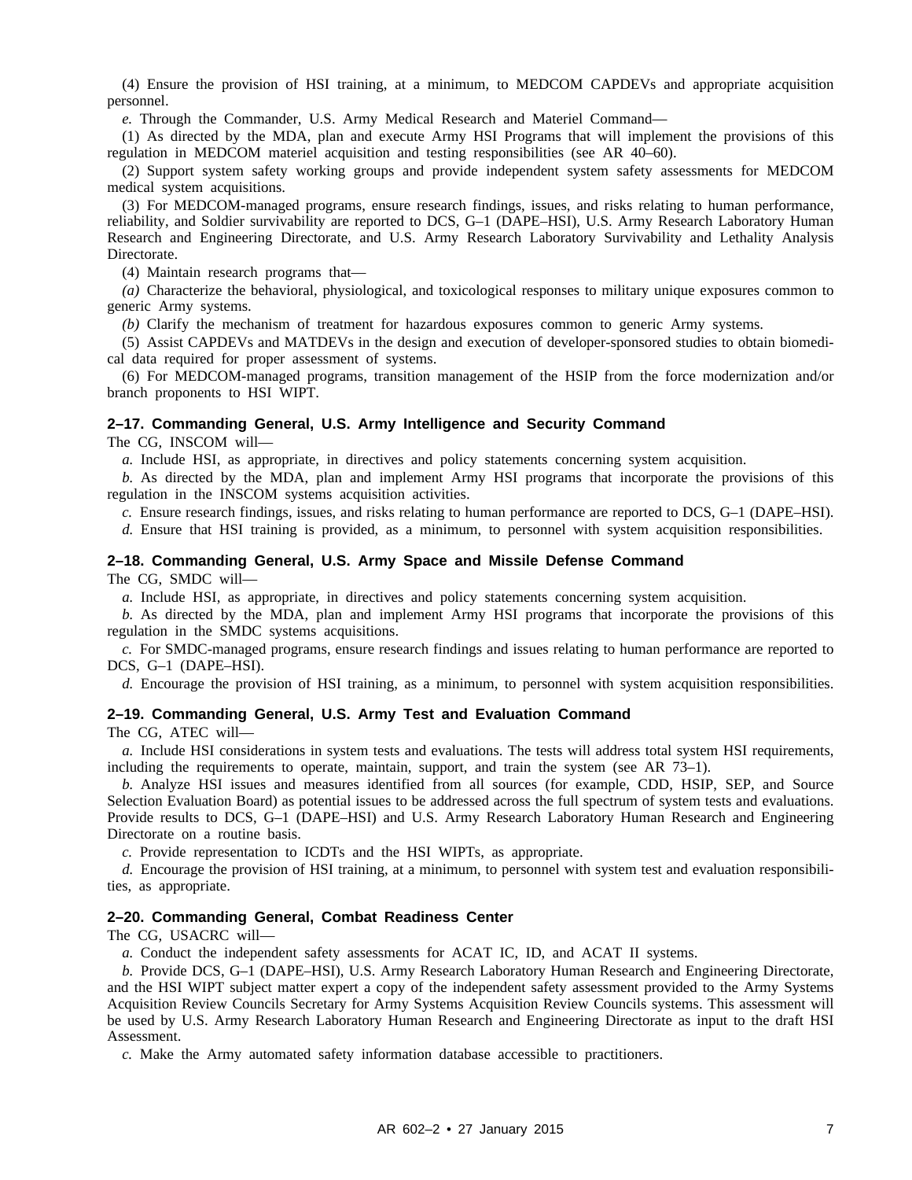(4) Ensure the provision of HSI training, at a minimum, to MEDCOM CAPDEVs and appropriate acquisition personnel.

*e.* Through the Commander, U.S. Army Medical Research and Materiel Command—

(1) As directed by the MDA, plan and execute Army HSI Programs that will implement the provisions of this regulation in MEDCOM materiel acquisition and testing responsibilities (see AR 40–60).

(2) Support system safety working groups and provide independent system safety assessments for MEDCOM medical system acquisitions.

(3) For MEDCOM-managed programs, ensure research findings, issues, and risks relating to human performance, reliability, and Soldier survivability are reported to DCS, G–1 (DAPE–HSI), U.S. Army Research Laboratory Human Research and Engineering Directorate, and U.S. Army Research Laboratory Survivability and Lethality Analysis Directorate.

(4) Maintain research programs that—

*(a)* Characterize the behavioral, physiological, and toxicological responses to military unique exposures common to generic Army systems.

*(b)* Clarify the mechanism of treatment for hazardous exposures common to generic Army systems.

(5) Assist CAPDEVs and MATDEVs in the design and execution of developer-sponsored studies to obtain biomedical data required for proper assessment of systems.

(6) For MEDCOM-managed programs, transition management of the HSIP from the force modernization and/or branch proponents to HSI WIPT.

### 2–17. Commanding General, U.S. Army Intelligence and Security Command

The CG, INSCOM will—

*a.* Include HSI, as appropriate, in directives and policy statements concerning system acquisition.

*b.* As directed by the MDA, plan and implement Army HSI programs that incorporate the provisions of this regulation in the INSCOM systems acquisition activities.

*c.* Ensure research findings, issues, and risks relating to human performance are reported to DCS, G–1 (DAPE–HSI).

*d.* Ensure that HSI training is provided, as a minimum, to personnel with system acquisition responsibilities.

### 2–18. Commanding General, U.S. Army Space and Missile Defense Command

The CG, SMDC will—

*a.* Include HSI, as appropriate, in directives and policy statements concerning system acquisition.

*b.* As directed by the MDA, plan and implement Army HSI programs that incorporate the provisions of this regulation in the SMDC systems acquisitions.

*c.* For SMDC-managed programs, ensure research findings and issues relating to human performance are reported to DCS, G–1 (DAPE–HSI).

*d.* Encourage the provision of HSI training, as a minimum, to personnel with system acquisition responsibilities.

### 2–19. Commanding General, U.S. Army Test and Evaluation Command

The CG, ATEC will—

*a.* Include HSI considerations in system tests and evaluations. The tests will address total system HSI requirements, including the requirements to operate, maintain, support, and train the system (see AR 73–1).

*b.* Analyze HSI issues and measures identified from all sources (for example, CDD, HSIP, SEP, and Source Selection Evaluation Board) as potential issues to be addressed across the full spectrum of system tests and evaluations. Provide results to DCS, G–1 (DAPE–HSI) and U.S. Army Research Laboratory Human Research and Engineering Directorate on a routine basis.

*c.* Provide representation to ICDTs and the HSI WIPTs, as appropriate.

*d.* Encourage the provision of HSI training, at a minimum, to personnel with system test and evaluation responsibilities, as appropriate.

### 2–20. Commanding General, Combat Readiness Center

The CG, USACRC will—

*a.* Conduct the independent safety assessments for ACAT IC, ID, and ACAT II systems.

*b.* Provide DCS, G–1 (DAPE–HSI), U.S. Army Research Laboratory Human Research and Engineering Directorate, and the HSI WIPT subject matter expert a copy of the independent safety assessment provided to the Army Systems Acquisition Review Councils Secretary for Army Systems Acquisition Review Councils systems. This assessment will be used by U.S. Army Research Laboratory Human Research and Engineering Directorate as input to the draft HSI Assessment.

*c.* Make the Army automated safety information database accessible to practitioners.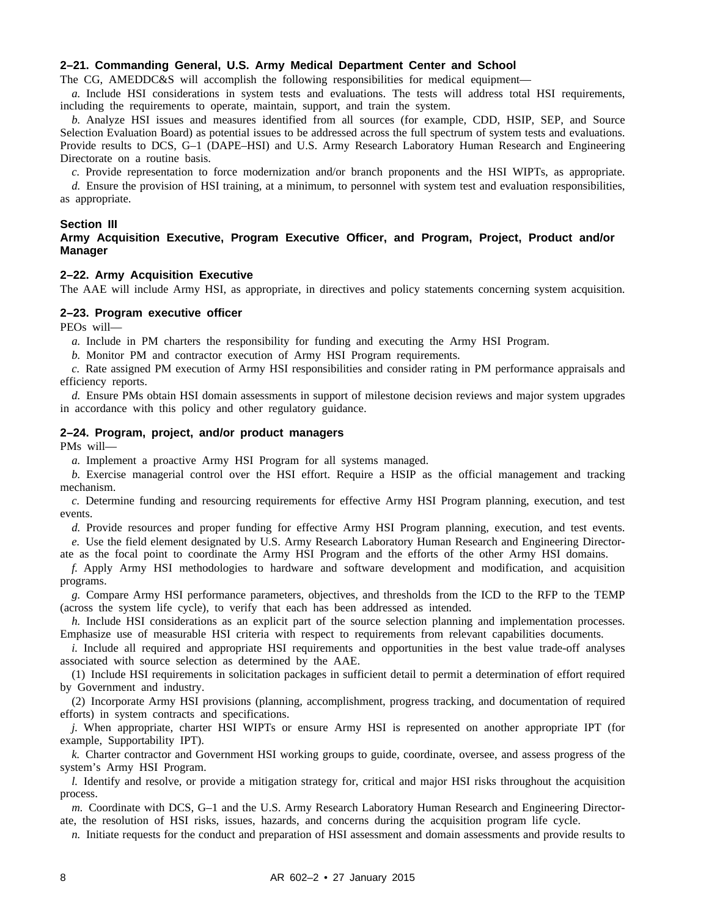### 2–21. Commanding General, U.S. Army Medical Department Center and School

The CG, AMEDDC&S will accomplish the following responsibilities for medical equipment—

*a.* Include HSI considerations in system tests and evaluations. The tests will address total HSI requirements, including the requirements to operate, maintain, support, and train the system.

*b.* Analyze HSI issues and measures identified from all sources (for example, CDD, HSIP, SEP, and Source Selection Evaluation Board) as potential issues to be addressed across the full spectrum of system tests and evaluations. Provide results to DCS, G–1 (DAPE–HSI) and U.S. Army Research Laboratory Human Research and Engineering Directorate on a routine basis.

*c.* Provide representation to force modernization and/or branch proponents and the HSI WIPTs, as appropriate.

*d.* Ensure the provision of HSI training, at a minimum, to personnel with system test and evaluation responsibilities, as appropriate.

## Section III
## Army Acquisition Executive, Program Executive Officer, and Program, Project, Product and/or Manager

### 2–22. Army Acquisition Executive

The AAE will include Army HSI, as appropriate, in directives and policy statements concerning system acquisition.

### 2–23. Program executive officer

PEOs will—

*a.* Include in PM charters the responsibility for funding and executing the Army HSI Program.

*b.* Monitor PM and contractor execution of Army HSI Program requirements.

*c.* Rate assigned PM execution of Army HSI responsibilities and consider rating in PM performance appraisals and efficiency reports.

*d.* Ensure PMs obtain HSI domain assessments in support of milestone decision reviews and major system upgrades in accordance with this policy and other regulatory guidance.

### 2–24. Program, project, and/or product managers

PMs will—

*a.* Implement a proactive Army HSI Program for all systems managed.

*b.* Exercise managerial control over the HSI effort. Require a HSIP as the official management and tracking mechanism.

*c.* Determine funding and resourcing requirements for effective Army HSI Program planning, execution, and test events.

*d.* Provide resources and proper funding for effective Army HSI Program planning, execution, and test events.

*e.* Use the field element designated by U.S. Army Research Laboratory Human Research and Engineering Directorate as the focal point to coordinate the Army HSI Program and the efforts of the other Army HSI domains.

*f.* Apply Army HSI methodologies to hardware and software development and modification, and acquisition programs.

*g.* Compare Army HSI performance parameters, objectives, and thresholds from the ICD to the RFP to the TEMP (across the system life cycle), to verify that each has been addressed as intended.

*h.* Include HSI considerations as an explicit part of the source selection planning and implementation processes. Emphasize use of measurable HSI criteria with respect to requirements from relevant capabilities documents.

*i.* Include all required and appropriate HSI requirements and opportunities in the best value trade-off analyses associated with source selection as determined by the AAE.

(1) Include HSI requirements in solicitation packages in sufficient detail to permit a determination of effort required by Government and industry.

(2) Incorporate Army HSI provisions (planning, accomplishment, progress tracking, and documentation of required efforts) in system contracts and specifications.

*j.* When appropriate, charter HSI WIPTs or ensure Army HSI is represented on another appropriate IPT (for example, Supportability IPT).

*k.* Charter contractor and Government HSI working groups to guide, coordinate, oversee, and assess progress of the system's Army HSI Program.

*l.* Identify and resolve, or provide a mitigation strategy for, critical and major HSI risks throughout the acquisition process.

*m.* Coordinate with DCS, G–1 and the U.S. Army Research Laboratory Human Research and Engineering Directorate, the resolution of HSI risks, issues, hazards, and concerns during the acquisition program life cycle.

*n.* Initiate requests for the conduct and preparation of HSI assessment and domain assessments and provide results to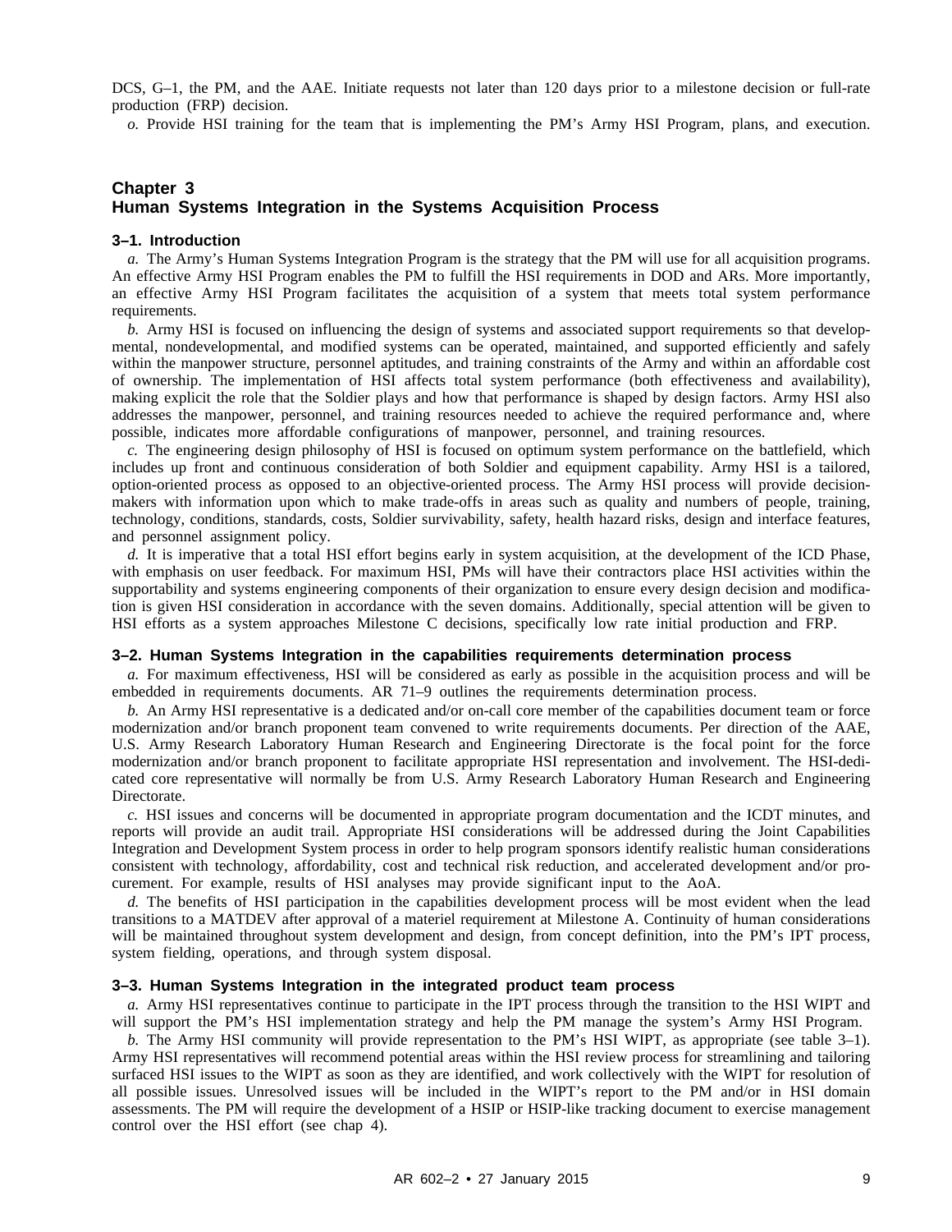DCS, G–1, the PM, and the AAE. Initiate requests not later than 120 days prior to a milestone decision or full-rate production (FRP) decision.

*o.* Provide HSI training for the team that is implementing the PM's Army HSI Program, plans, and execution.

## Chapter 3
## Human Systems Integration in the Systems Acquisition Process

### 3–1. Introduction

*a.* The Army's Human Systems Integration Program is the strategy that the PM will use for all acquisition programs. An effective Army HSI Program enables the PM to fulfill the HSI requirements in DOD and ARs. More importantly, an effective Army HSI Program facilitates the acquisition of a system that meets total system performance requirements.

*b.* Army HSI is focused on influencing the design of systems and associated support requirements so that developmental, nondevelopmental, and modified systems can be operated, maintained, and supported efficiently and safely within the manpower structure, personnel aptitudes, and training constraints of the Army and within an affordable cost of ownership. The implementation of HSI affects total system performance (both effectiveness and availability), making explicit the role that the Soldier plays and how that performance is shaped by design factors. Army HSI also addresses the manpower, personnel, and training resources needed to achieve the required performance and, where possible, indicates more affordable configurations of manpower, personnel, and training resources.

*c.* The engineering design philosophy of HSI is focused on optimum system performance on the battlefield, which includes up front and continuous consideration of both Soldier and equipment capability. Army HSI is a tailored, option-oriented process as opposed to an objective-oriented process. The Army HSI process will provide decision-makers with information upon which to make trade-offs in areas such as quality and numbers of people, training, technology, conditions, standards, costs, Soldier survivability, safety, health hazard risks, design and interface features, and personnel assignment policy.

*d.* It is imperative that a total HSI effort begins early in system acquisition, at the development of the ICD Phase, with emphasis on user feedback. For maximum HSI, PMs will have their contractors place HSI activities within the supportability and systems engineering components of their organization to ensure every design decision and modification is given HSI consideration in accordance with the seven domains. Additionally, special attention will be given to HSI efforts as a system approaches Milestone C decisions, specifically low rate initial production and FRP.

### 3–2. Human Systems Integration in the capabilities requirements determination process

*a.* For maximum effectiveness, HSI will be considered as early as possible in the acquisition process and will be embedded in requirements documents. AR 71–9 outlines the requirements determination process.

*b.* An Army HSI representative is a dedicated and/or on-call core member of the capabilities document team or force modernization and/or branch proponent team convened to write requirements documents. Per direction of the AAE, U.S. Army Research Laboratory Human Research and Engineering Directorate is the focal point for the force modernization and/or branch proponent to facilitate appropriate HSI representation and involvement. The HSI-dedicated core representative will normally be from U.S. Army Research Laboratory Human Research and Engineering Directorate.

*c.* HSI issues and concerns will be documented in appropriate program documentation and the ICDT minutes, and reports will provide an audit trail. Appropriate HSI considerations will be addressed during the Joint Capabilities Integration and Development System process in order to help program sponsors identify realistic human considerations consistent with technology, affordability, cost and technical risk reduction, and accelerated development and/or procurement. For example, results of HSI analyses may provide significant input to the AoA.

*d.* The benefits of HSI participation in the capabilities development process will be most evident when the lead transitions to a MATDEV after approval of a materiel requirement at Milestone A. Continuity of human considerations will be maintained throughout system development and design, from concept definition, into the PM's IPT process, system fielding, operations, and through system disposal.

### 3–3. Human Systems Integration in the integrated product team process

*a.* Army HSI representatives continue to participate in the IPT process through the transition to the HSI WIPT and will support the PM's HSI implementation strategy and help the PM manage the system's Army HSI Program.

*b.* The Army HSI community will provide representation to the PM's HSI WIPT, as appropriate (see table 3–1). Army HSI representatives will recommend potential areas within the HSI review process for streamlining and tailoring surfaced HSI issues to the WIPT as soon as they are identified, and work collectively with the WIPT for resolution of all possible issues. Unresolved issues will be included in the WIPT's report to the PM and/or in HSI domain assessments. The PM will require the development of a HSIP or HSIP-like tracking document to exercise management control over the HSI effort (see chap 4).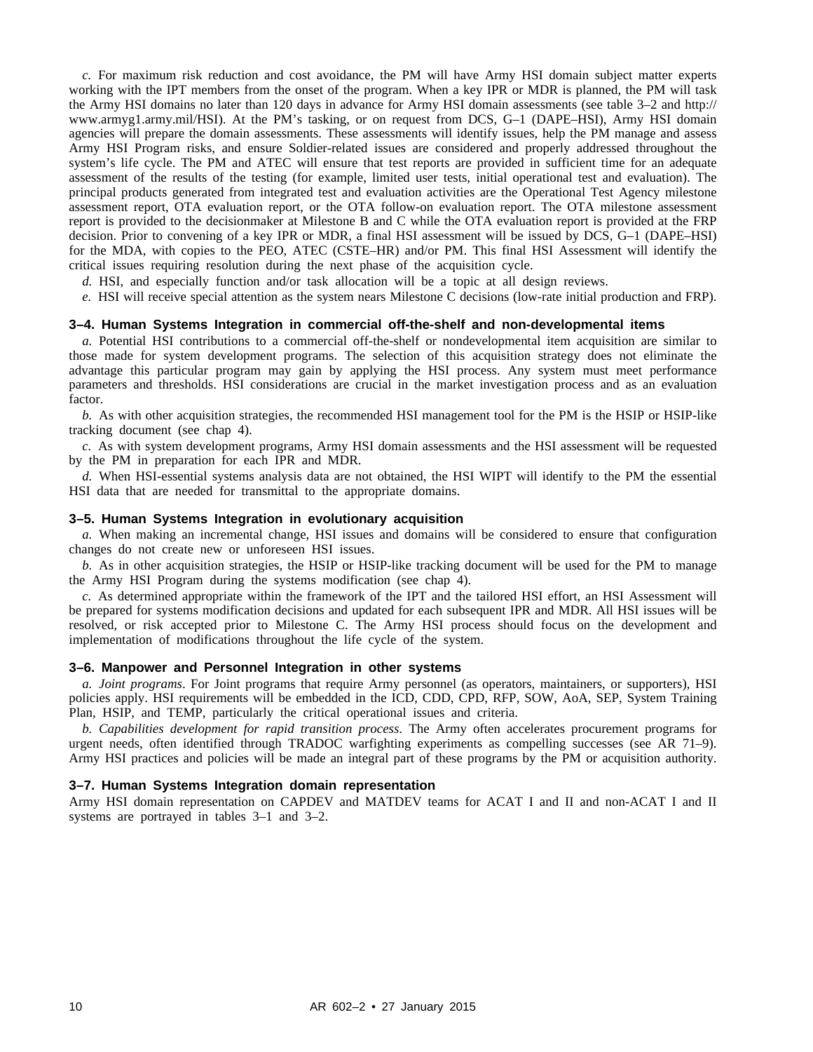*c.* For maximum risk reduction and cost avoidance, the PM will have Army HSI domain subject matter experts working with the IPT members from the onset of the program. When a key IPR or MDR is planned, the PM will task the Army HSI domains no later than 120 days in advance for Army HSI domain assessments (see table 3–2 and http://www.armyg1.army.mil/HSI). At the PM's tasking, or on request from DCS, G–1 (DAPE–HSI), Army HSI domain agencies will prepare the domain assessments. These assessments will identify issues, help the PM manage and assess Army HSI Program risks, and ensure Soldier-related issues are considered and properly addressed throughout the system's life cycle. The PM and ATEC will ensure that test reports are provided in sufficient time for an adequate assessment of the results of the testing (for example, limited user tests, initial operational test and evaluation). The principal products generated from integrated test and evaluation activities are the Operational Test Agency milestone assessment report, OTA evaluation report, or the OTA follow-on evaluation report. The OTA milestone assessment report is provided to the decisionmaker at Milestone B and C while the OTA evaluation report is provided at the FRP decision. Prior to convening of a key IPR or MDR, a final HSI assessment will be issued by DCS, G–1 (DAPE–HSI) for the MDA, with copies to the PEO, ATEC (CSTE–HR) and/or PM. This final HSI Assessment will identify the critical issues requiring resolution during the next phase of the acquisition cycle.

*d.* HSI, and especially function and/or task allocation will be a topic at all design reviews.

*e.* HSI will receive special attention as the system nears Milestone C decisions (low-rate initial production and FRP).

### 3–4. Human Systems Integration in commercial off-the-shelf and non-developmental items

*a.* Potential HSI contributions to a commercial off-the-shelf or nondevelopmental item acquisition are similar to those made for system development programs. The selection of this acquisition strategy does not eliminate the advantage this particular program may gain by applying the HSI process. Any system must meet performance parameters and thresholds. HSI considerations are crucial in the market investigation process and as an evaluation factor.

*b.* As with other acquisition strategies, the recommended HSI management tool for the PM is the HSIP or HSIP-like tracking document (see chap 4).

*c.* As with system development programs, Army HSI domain assessments and the HSI assessment will be requested by the PM in preparation for each IPR and MDR.

*d.* When HSI-essential systems analysis data are not obtained, the HSI WIPT will identify to the PM the essential HSI data that are needed for transmittal to the appropriate domains.

### 3–5. Human Systems Integration in evolutionary acquisition

*a.* When making an incremental change, HSI issues and domains will be considered to ensure that configuration changes do not create new or unforeseen HSI issues.

*b.* As in other acquisition strategies, the HSIP or HSIP-like tracking document will be used for the PM to manage the Army HSI Program during the systems modification (see chap 4).

*c.* As determined appropriate within the framework of the IPT and the tailored HSI effort, an HSI Assessment will be prepared for systems modification decisions and updated for each subsequent IPR and MDR. All HSI issues will be resolved, or risk accepted prior to Milestone C. The Army HSI process should focus on the development and implementation of modifications throughout the life cycle of the system.

### 3–6. Manpower and Personnel Integration in other systems

*a. Joint programs*. For Joint programs that require Army personnel (as operators, maintainers, or supporters), HSI policies apply. HSI requirements will be embedded in the ICD, CDD, CPD, RFP, SOW, AoA, SEP, System Training Plan, HSIP, and TEMP, particularly the critical operational issues and criteria.

*b. Capabilities development for rapid transition process*. The Army often accelerates procurement programs for urgent needs, often identified through TRADOC warfighting experiments as compelling successes (see AR 71–9). Army HSI practices and policies will be made an integral part of these programs by the PM or acquisition authority.

### 3–7. Human Systems Integration domain representation

Army HSI domain representation on CAPDEV and MATDEV teams for ACAT I and II and non-ACAT I and II systems are portrayed in tables 3–1 and 3–2.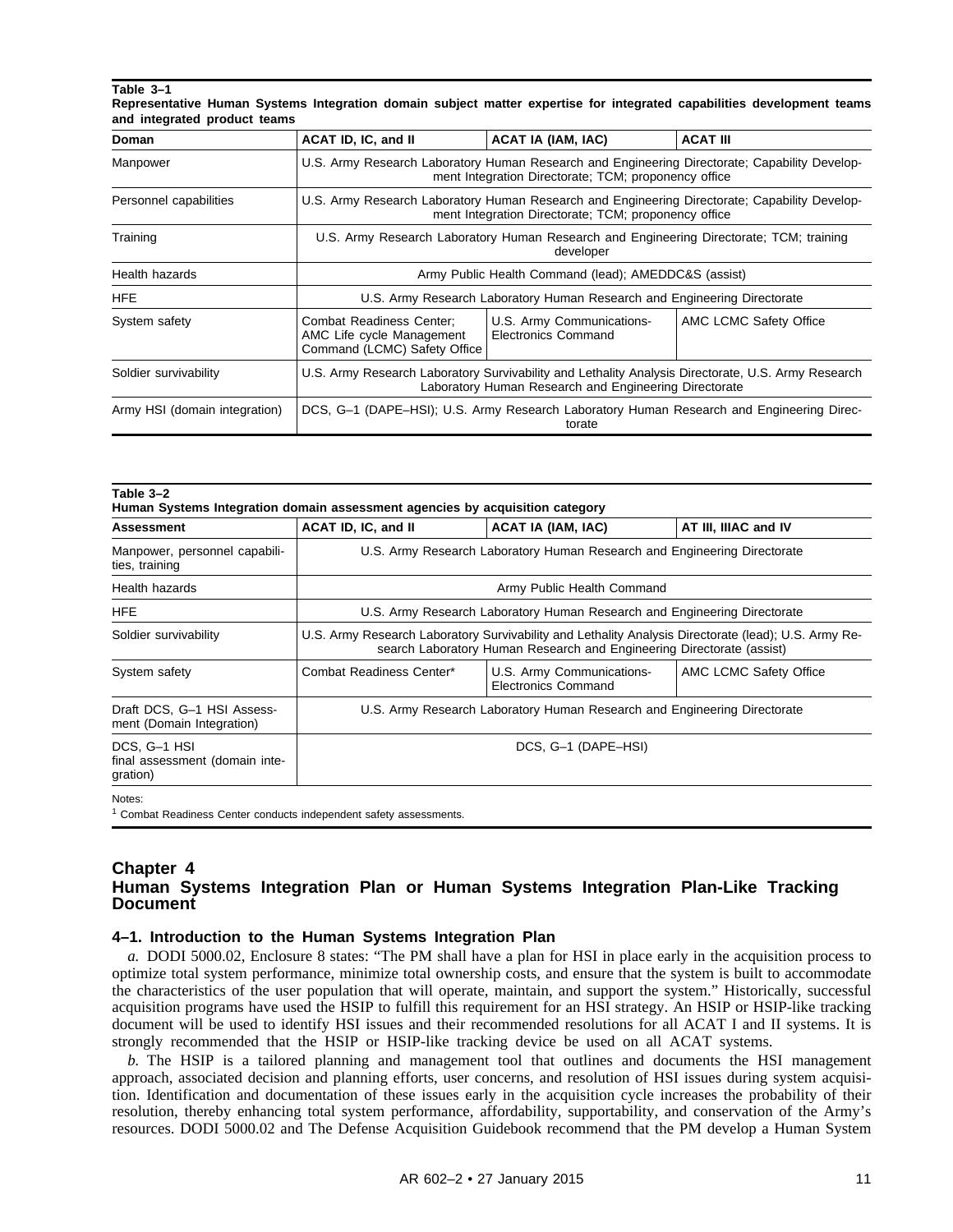**Table 3–1**
**Representative Human Systems Integration domain subject matter expertise for integrated capabilities development teams and integrated product teams**

| Doman | ACAT ID, IC, and II | ACAT IA (IAM, IAC) | ACAT III |
|---|---|---|---|
| Manpower | U.S. Army Research Laboratory Human Research and Engineering Directorate; Capability Development Integration Directorate; TCM; proponency office | | |
| Personnel capabilities | U.S. Army Research Laboratory Human Research and Engineering Directorate; Capability Development Integration Directorate; TCM; proponency office | | |
| Training | U.S. Army Research Laboratory Human Research and Engineering Directorate; TCM; training developer | | |
| Health hazards | Army Public Health Command (lead); AMEDDC&S (assist) | | |
| HFE | U.S. Army Research Laboratory Human Research and Engineering Directorate | | |
| System safety | Combat Readiness Center; AMC Life cycle Management Command (LCMC) Safety Office | U.S. Army Communications-Electronics Command | AMC LCMC Safety Office |
| Soldier survivability | U.S. Army Research Laboratory Survivability and Lethality Analysis Directorate, U.S. Army Research Laboratory Human Research and Engineering Directorate | | |
| Army HSI (domain integration) | DCS, G–1 (DAPE–HSI); U.S. Army Research Laboratory Human Research and Engineering Directorate | | |

**Table 3–2**
**Human Systems Integration domain assessment agencies by acquisition category**

| Assessment | ACAT ID, IC, and II | ACAT IA (IAM, IAC) | AT III, IIIAC and IV |
|---|---|---|---|
| Manpower, personnel capabilities, training | U.S. Army Research Laboratory Human Research and Engineering Directorate | | |
| Health hazards | Army Public Health Command | | |
| HFE | U.S. Army Research Laboratory Human Research and Engineering Directorate | | |
| Soldier survivability | U.S. Army Research Laboratory Survivability and Lethality Analysis Directorate (lead); U.S. Army Research Laboratory Human Research and Engineering Directorate (assist) | | |
| System safety | Combat Readiness Center* | U.S. Army Communications-Electronics Command | AMC LCMC Safety Office |
| Draft DCS, G–1 HSI Assessment (Domain Integration) | U.S. Army Research Laboratory Human Research and Engineering Directorate | | |
| DCS, G–1 HSI final assessment (domain integration) | DCS, G–1 (DAPE–HSI) | | |

Notes:
[1] Combat Readiness Center conducts independent safety assessments.

# Chapter 4
# Human Systems Integration Plan or Human Systems Integration Plan-Like Tracking Document

## 4–1. Introduction to the Human Systems Integration Plan

*a.* DODI 5000.02, Enclosure 8 states: "The PM shall have a plan for HSI in place early in the acquisition process to optimize total system performance, minimize total ownership costs, and ensure that the system is built to accommodate the characteristics of the user population that will operate, maintain, and support the system." Historically, successful acquisition programs have used the HSIP to fulfill this requirement for an HSI strategy. An HSIP or HSIP-like tracking document will be used to identify HSI issues and their recommended resolutions for all ACAT I and II systems. It is strongly recommended that the HSIP or HSIP-like tracking device be used on all ACAT systems.

*b.* The HSIP is a tailored planning and management tool that outlines and documents the HSI management approach, associated decision and planning efforts, user concerns, and resolution of HSI issues during system acquisition. Identification and documentation of these issues early in the acquisition cycle increases the probability of their resolution, thereby enhancing total system performance, affordability, supportability, and conservation of the Army's resources. DODI 5000.02 and The Defense Acquisition Guidebook recommend that the PM develop a Human System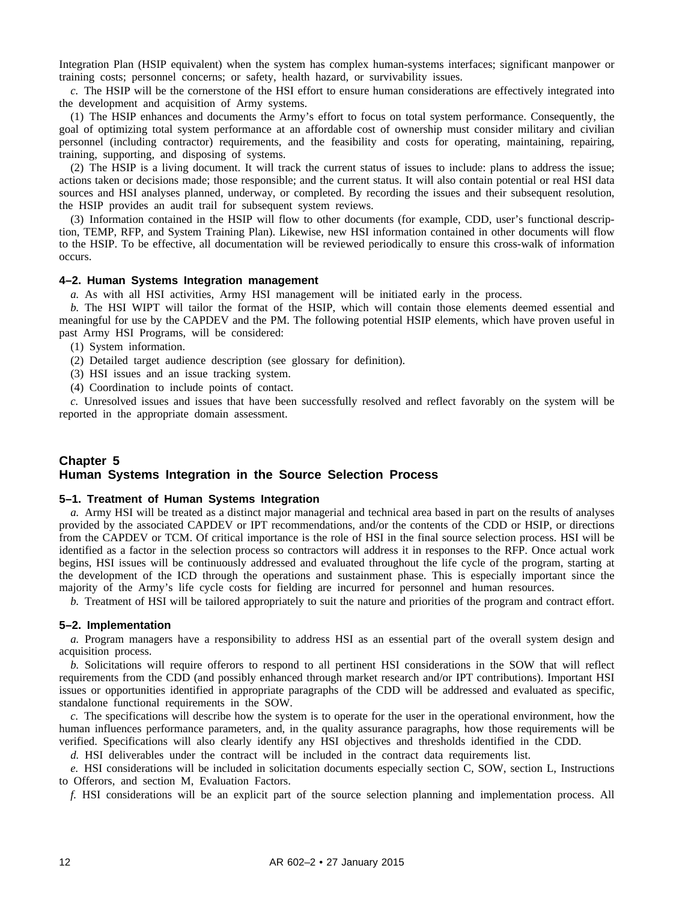Integration Plan (HSIP equivalent) when the system has complex human-systems interfaces; significant manpower or training costs; personnel concerns; or safety, health hazard, or survivability issues.

*c.* The HSIP will be the cornerstone of the HSI effort to ensure human considerations are effectively integrated into the development and acquisition of Army systems.

(1) The HSIP enhances and documents the Army's effort to focus on total system performance. Consequently, the goal of optimizing total system performance at an affordable cost of ownership must consider military and civilian personnel (including contractor) requirements, and the feasibility and costs for operating, maintaining, repairing, training, supporting, and disposing of systems.

(2) The HSIP is a living document. It will track the current status of issues to include: plans to address the issue; actions taken or decisions made; those responsible; and the current status. It will also contain potential or real HSI data sources and HSI analyses planned, underway, or completed. By recording the issues and their subsequent resolution, the HSIP provides an audit trail for subsequent system reviews.

(3) Information contained in the HSIP will flow to other documents (for example, CDD, user's functional description, TEMP, RFP, and System Training Plan). Likewise, new HSI information contained in other documents will flow to the HSIP. To be effective, all documentation will be reviewed periodically to ensure this cross-walk of information occurs.

### 4–2. Human Systems Integration management

*a.* As with all HSI activities, Army HSI management will be initiated early in the process.

*b.* The HSI WIPT will tailor the format of the HSIP, which will contain those elements deemed essential and meaningful for use by the CAPDEV and the PM. The following potential HSIP elements, which have proven useful in past Army HSI Programs, will be considered:

(1) System information.

(2) Detailed target audience description (see glossary for definition).

(3) HSI issues and an issue tracking system.

(4) Coordination to include points of contact.

*c.* Unresolved issues and issues that have been successfully resolved and reflect favorably on the system will be reported in the appropriate domain assessment.

## Chapter 5
## Human Systems Integration in the Source Selection Process

### 5–1. Treatment of Human Systems Integration

*a.* Army HSI will be treated as a distinct major managerial and technical area based in part on the results of analyses provided by the associated CAPDEV or IPT recommendations, and/or the contents of the CDD or HSIP, or directions from the CAPDEV or TCM. Of critical importance is the role of HSI in the final source selection process. HSI will be identified as a factor in the selection process so contractors will address it in responses to the RFP. Once actual work begins, HSI issues will be continuously addressed and evaluated throughout the life cycle of the program, starting at the development of the ICD through the operations and sustainment phase. This is especially important since the majority of the Army's life cycle costs for fielding are incurred for personnel and human resources.

*b.* Treatment of HSI will be tailored appropriately to suit the nature and priorities of the program and contract effort.

### 5–2. Implementation

*a.* Program managers have a responsibility to address HSI as an essential part of the overall system design and acquisition process.

*b.* Solicitations will require offerors to respond to all pertinent HSI considerations in the SOW that will reflect requirements from the CDD (and possibly enhanced through market research and/or IPT contributions). Important HSI issues or opportunities identified in appropriate paragraphs of the CDD will be addressed and evaluated as specific, standalone functional requirements in the SOW.

*c.* The specifications will describe how the system is to operate for the user in the operational environment, how the human influences performance parameters, and, in the quality assurance paragraphs, how those requirements will be verified. Specifications will also clearly identify any HSI objectives and thresholds identified in the CDD.

*d.* HSI deliverables under the contract will be included in the contract data requirements list.

*e.* HSI considerations will be included in solicitation documents especially section C, SOW, section L, Instructions to Offerors, and section M, Evaluation Factors.

*f.* HSI considerations will be an explicit part of the source selection planning and implementation process. All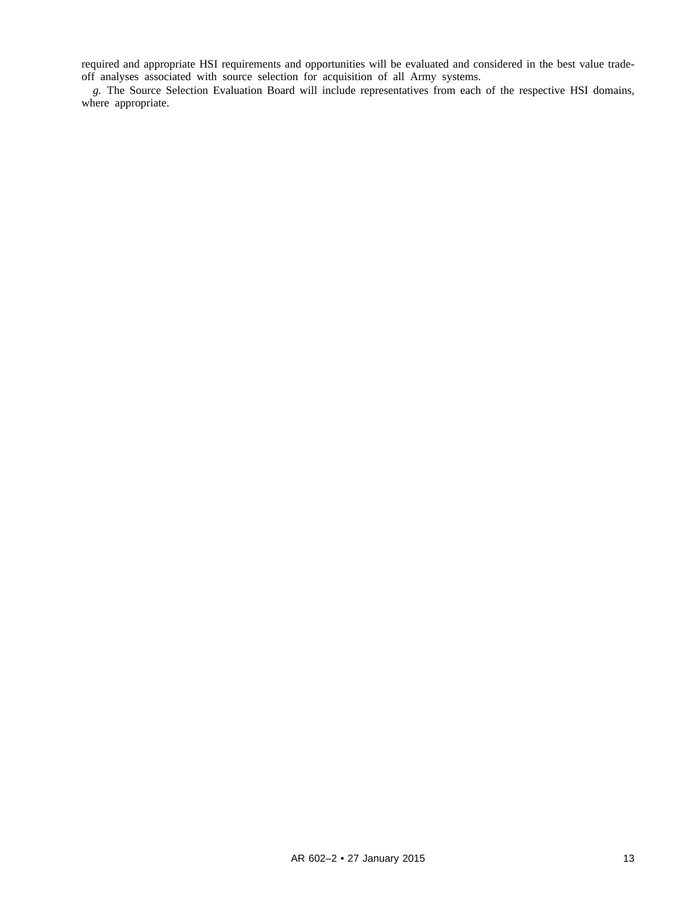required and appropriate HSI requirements and opportunities will be evaluated and considered in the best value trade-off analyses associated with source selection for acquisition of all Army systems.

*g.* The Source Selection Evaluation Board will include representatives from each of the respective HSI domains, where appropriate.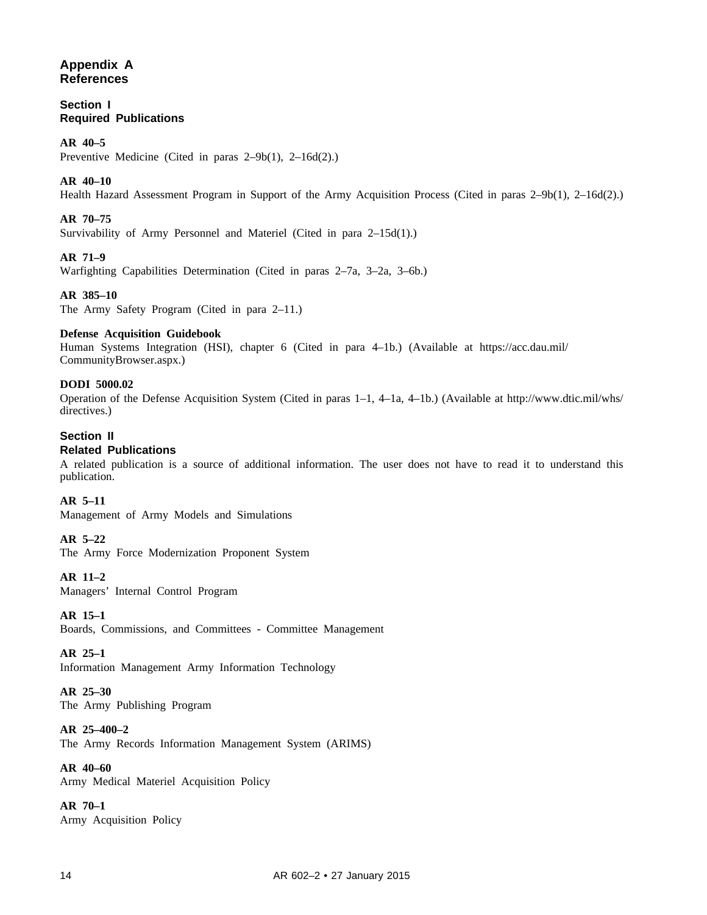# Appendix A
# References

## Section I
## Required Publications

**AR 40–5**
Preventive Medicine (Cited in paras 2–9b(1), 2–16d(2).)

**AR 40–10**
Health Hazard Assessment Program in Support of the Army Acquisition Process (Cited in paras 2–9b(1), 2–16d(2).)

**AR 70–75**
Survivability of Army Personnel and Materiel (Cited in para 2–15d(1).)

**AR 71–9**
Warfighting Capabilities Determination (Cited in paras 2–7a, 3–2a, 3–6b.)

**AR 385–10**
The Army Safety Program (Cited in para 2–11.)

**Defense Acquisition Guidebook**
Human Systems Integration (HSI), chapter 6 (Cited in para 4–1b.) (Available at https://acc.dau.mil/CommunityBrowser.aspx.)

**DODI 5000.02**
Operation of the Defense Acquisition System (Cited in paras 1–1, 4–1a, 4–1b.) (Available at http://www.dtic.mil/whs/directives.)

## Section II
## Related Publications

A related publication is a source of additional information. The user does not have to read it to understand this publication.

**AR 5–11**
Management of Army Models and Simulations

**AR 5–22**
The Army Force Modernization Proponent System

**AR 11–2**
Managers' Internal Control Program

**AR 15–1**
Boards, Commissions, and Committees - Committee Management

**AR 25–1**
Information Management Army Information Technology

**AR 25–30**
The Army Publishing Program

**AR 25–400–2**
The Army Records Information Management System (ARIMS)

**AR 40–60**
Army Medical Materiel Acquisition Policy

**AR 70–1**
Army Acquisition Policy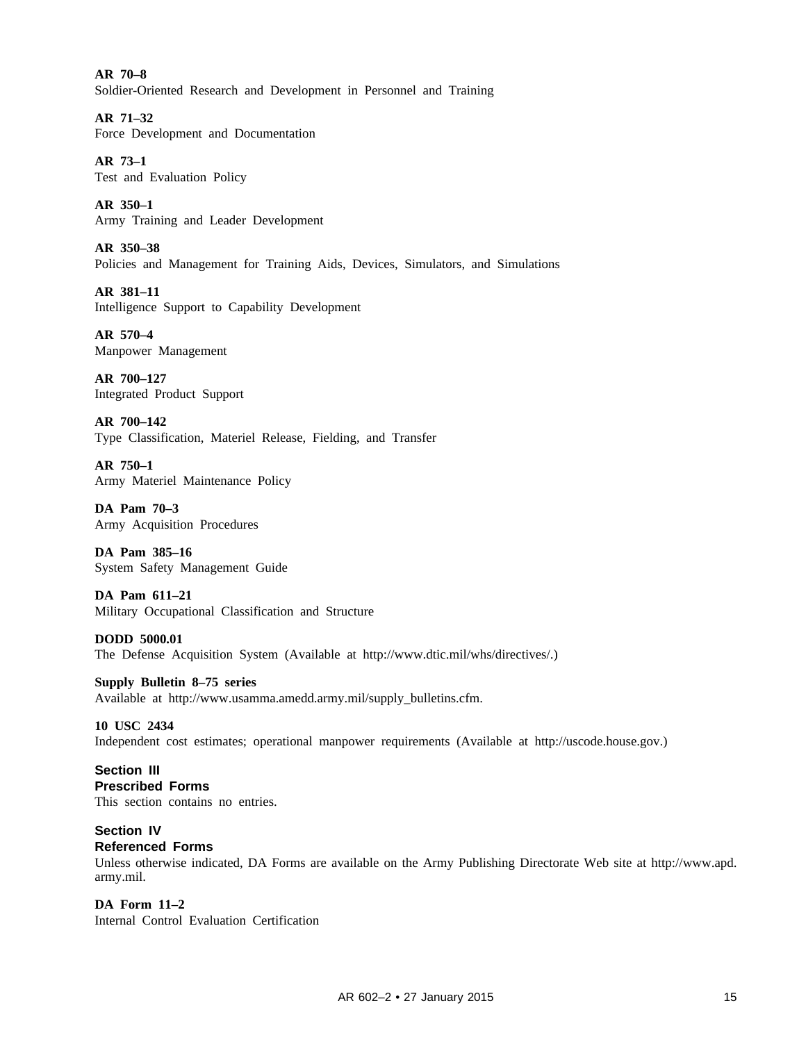**AR 70–8**
Soldier-Oriented Research and Development in Personnel and Training

**AR 71–32**
Force Development and Documentation

**AR 73–1**
Test and Evaluation Policy

**AR 350–1**
Army Training and Leader Development

**AR 350–38**
Policies and Management for Training Aids, Devices, Simulators, and Simulations

**AR 381–11**
Intelligence Support to Capability Development

**AR 570–4**
Manpower Management

**AR 700–127**
Integrated Product Support

**AR 700–142**
Type Classification, Materiel Release, Fielding, and Transfer

**AR 750–1**
Army Materiel Maintenance Policy

**DA Pam 70–3**
Army Acquisition Procedures

**DA Pam 385–16**
System Safety Management Guide

**DA Pam 611–21**
Military Occupational Classification and Structure

**DODD 5000.01**
The Defense Acquisition System (Available at http://www.dtic.mil/whs/directives/.)

**Supply Bulletin 8–75 series**
Available at http://www.usamma.amedd.army.mil/supply_bulletins.cfm.

**10 USC 2434**
Independent cost estimates; operational manpower requirements (Available at http://uscode.house.gov.)

## Section III
## Prescribed Forms

This section contains no entries.

## Section IV
## Referenced Forms

Unless otherwise indicated, DA Forms are available on the Army Publishing Directorate Web site at http://www.apd.army.mil.

**DA Form 11–2**
Internal Control Evaluation Certification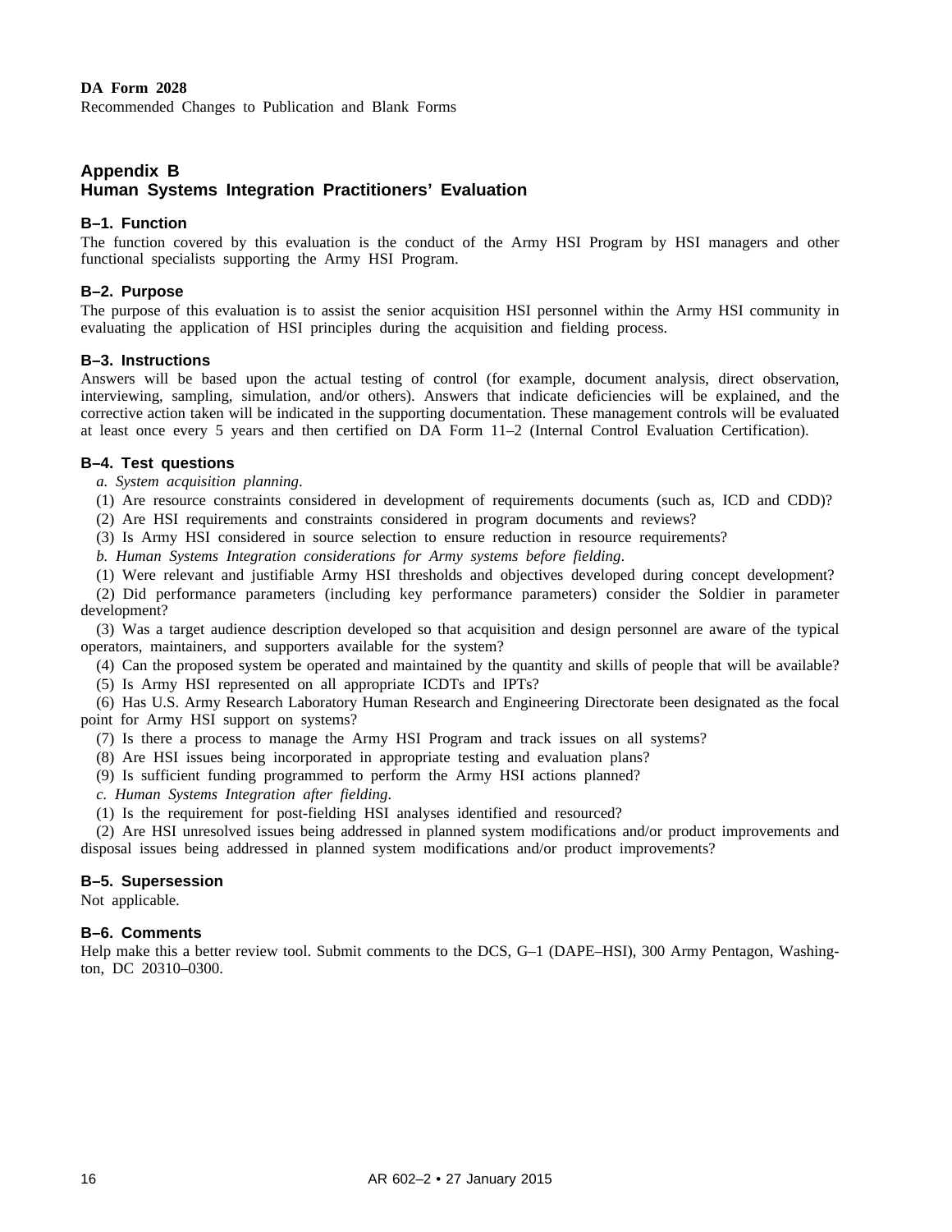**DA Form 2028**
Recommended Changes to Publication and Blank Forms

## Appendix B
## Human Systems Integration Practitioners' Evaluation

### B–1. Function

The function covered by this evaluation is the conduct of the Army HSI Program by HSI managers and other functional specialists supporting the Army HSI Program.

### B–2. Purpose

The purpose of this evaluation is to assist the senior acquisition HSI personnel within the Army HSI community in evaluating the application of HSI principles during the acquisition and fielding process.

### B–3. Instructions

Answers will be based upon the actual testing of control (for example, document analysis, direct observation, interviewing, sampling, simulation, and/or others). Answers that indicate deficiencies will be explained, and the corrective action taken will be indicated in the supporting documentation. These management controls will be evaluated at least once every 5 years and then certified on DA Form 11–2 (Internal Control Evaluation Certification).

### B–4. Test questions

*a. System acquisition planning.*

(1) Are resource constraints considered in development of requirements documents (such as, ICD and CDD)?

(2) Are HSI requirements and constraints considered in program documents and reviews?

(3) Is Army HSI considered in source selection to ensure reduction in resource requirements?

*b. Human Systems Integration considerations for Army systems before fielding.*

(1) Were relevant and justifiable Army HSI thresholds and objectives developed during concept development?

(2) Did performance parameters (including key performance parameters) consider the Soldier in parameter development?

(3) Was a target audience description developed so that acquisition and design personnel are aware of the typical operators, maintainers, and supporters available for the system?

(4) Can the proposed system be operated and maintained by the quantity and skills of people that will be available?

(5) Is Army HSI represented on all appropriate ICDTs and IPTs?

(6) Has U.S. Army Research Laboratory Human Research and Engineering Directorate been designated as the focal point for Army HSI support on systems?

(7) Is there a process to manage the Army HSI Program and track issues on all systems?

(8) Are HSI issues being incorporated in appropriate testing and evaluation plans?

(9) Is sufficient funding programmed to perform the Army HSI actions planned?

*c. Human Systems Integration after fielding.*

(1) Is the requirement for post-fielding HSI analyses identified and resourced?

(2) Are HSI unresolved issues being addressed in planned system modifications and/or product improvements and disposal issues being addressed in planned system modifications and/or product improvements?

### B–5. Supersession

Not applicable.

### B–6. Comments

Help make this a better review tool. Submit comments to the DCS, G–1 (DAPE–HSI), 300 Army Pentagon, Washington, DC 20310–0300.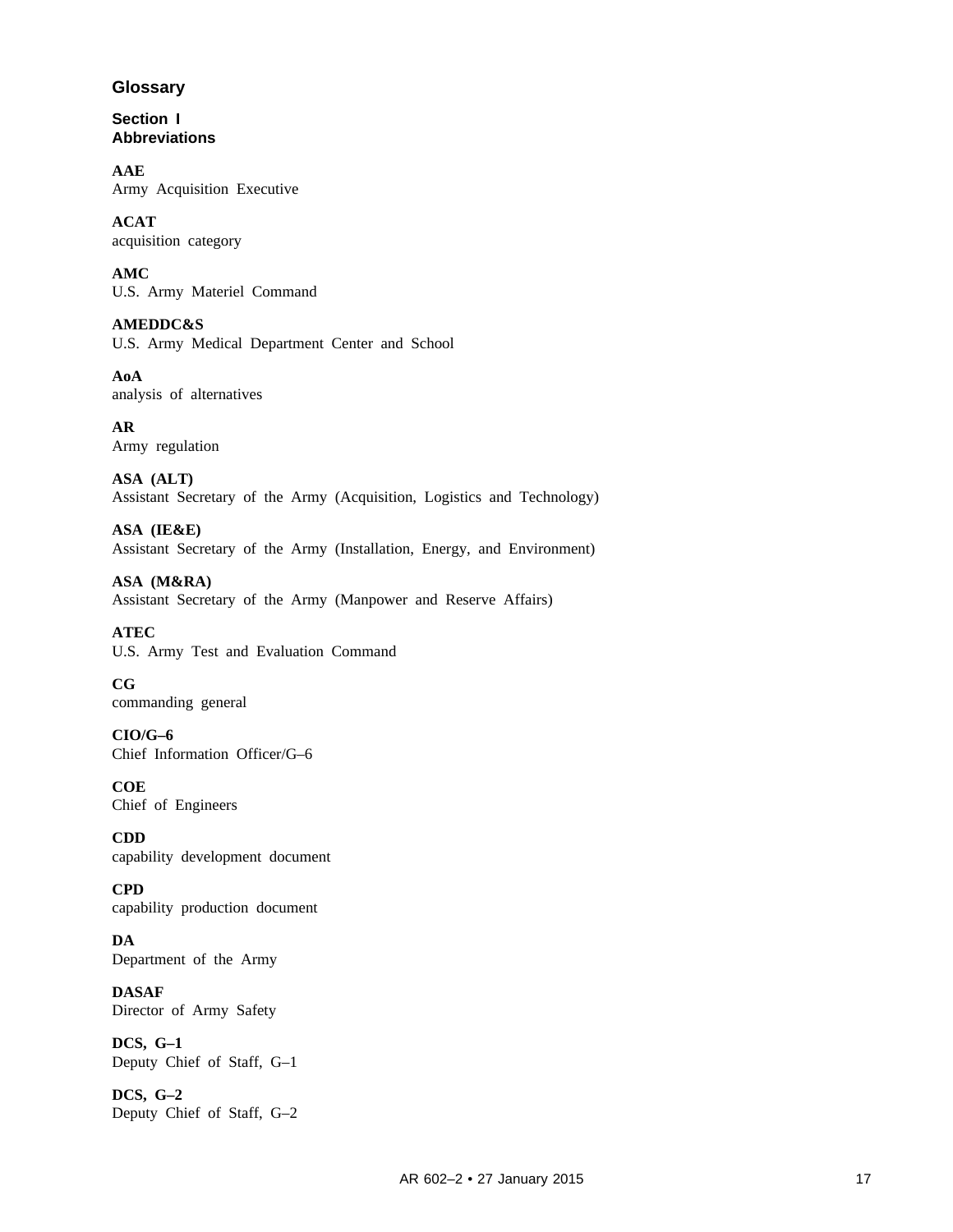## Glossary

### Section I
### Abbreviations

**AAE**
Army Acquisition Executive

**ACAT**
acquisition category

**AMC**
U.S. Army Materiel Command

**AMEDDC&S**
U.S. Army Medical Department Center and School

**AoA**
analysis of alternatives

**AR**
Army regulation

**ASA (ALT)**
Assistant Secretary of the Army (Acquisition, Logistics and Technology)

**ASA (IE&E)**
Assistant Secretary of the Army (Installation, Energy, and Environment)

**ASA (M&RA)**
Assistant Secretary of the Army (Manpower and Reserve Affairs)

**ATEC**
U.S. Army Test and Evaluation Command

**CG**
commanding general

**CIO/G–6**
Chief Information Officer/G–6

**COE**
Chief of Engineers

**CDD**
capability development document

**CPD**
capability production document

**DA**
Department of the Army

**DASAF**
Director of Army Safety

**DCS, G–1**
Deputy Chief of Staff, G–1

**DCS, G–2**
Deputy Chief of Staff, G–2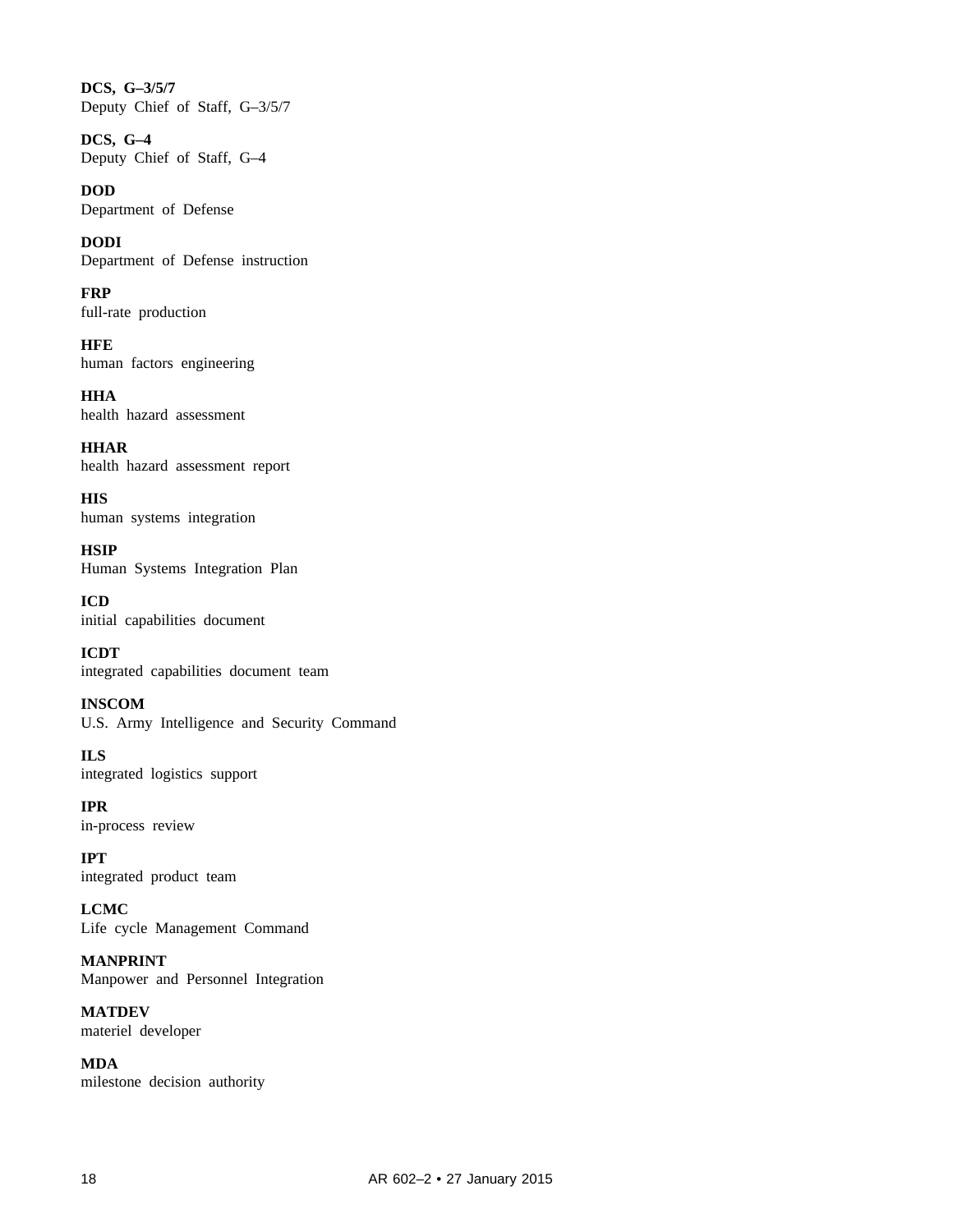**DCS, G–3/5/7**
Deputy Chief of Staff, G–3/5/7

**DCS, G–4**
Deputy Chief of Staff, G–4

**DOD**
Department of Defense

**DODI**
Department of Defense instruction

**FRP**
full-rate production

**HFE**
human factors engineering

**HHA**
health hazard assessment

**HHAR**
health hazard assessment report

**HIS**
human systems integration

**HSIP**
Human Systems Integration Plan

**ICD**
initial capabilities document

**ICDT**
integrated capabilities document team

**INSCOM**
U.S. Army Intelligence and Security Command

**ILS**
integrated logistics support

**IPR**
in-process review

**IPT**
integrated product team

**LCMC**
Life cycle Management Command

**MANPRINT**
Manpower and Personnel Integration

**MATDEV**
materiel developer

**MDA**
milestone decision authority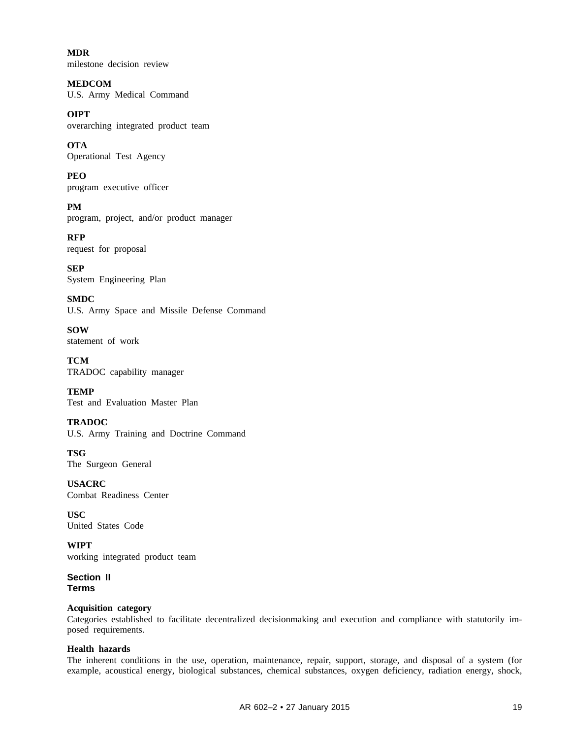**MDR**
milestone decision review

**MEDCOM**
U.S. Army Medical Command

**OIPT**
overarching integrated product team

**OTA**
Operational Test Agency

**PEO**
program executive officer

**PM**
program, project, and/or product manager

**RFP**
request for proposal

**SEP**
System Engineering Plan

**SMDC**
U.S. Army Space and Missile Defense Command

**SOW**
statement of work

**TCM**
TRADOC capability manager

**TEMP**
Test and Evaluation Master Plan

**TRADOC**
U.S. Army Training and Doctrine Command

**TSG**
The Surgeon General

**USACRC**
Combat Readiness Center

**USC**
United States Code

**WIPT**
working integrated product team

## Section II
## Terms

**Acquisition category**
Categories established to facilitate decentralized decisionmaking and execution and compliance with statutorily imposed requirements.

**Health hazards**
The inherent conditions in the use, operation, maintenance, repair, support, storage, and disposal of a system (for example, acoustical energy, biological substances, chemical substances, oxygen deficiency, radiation energy, shock,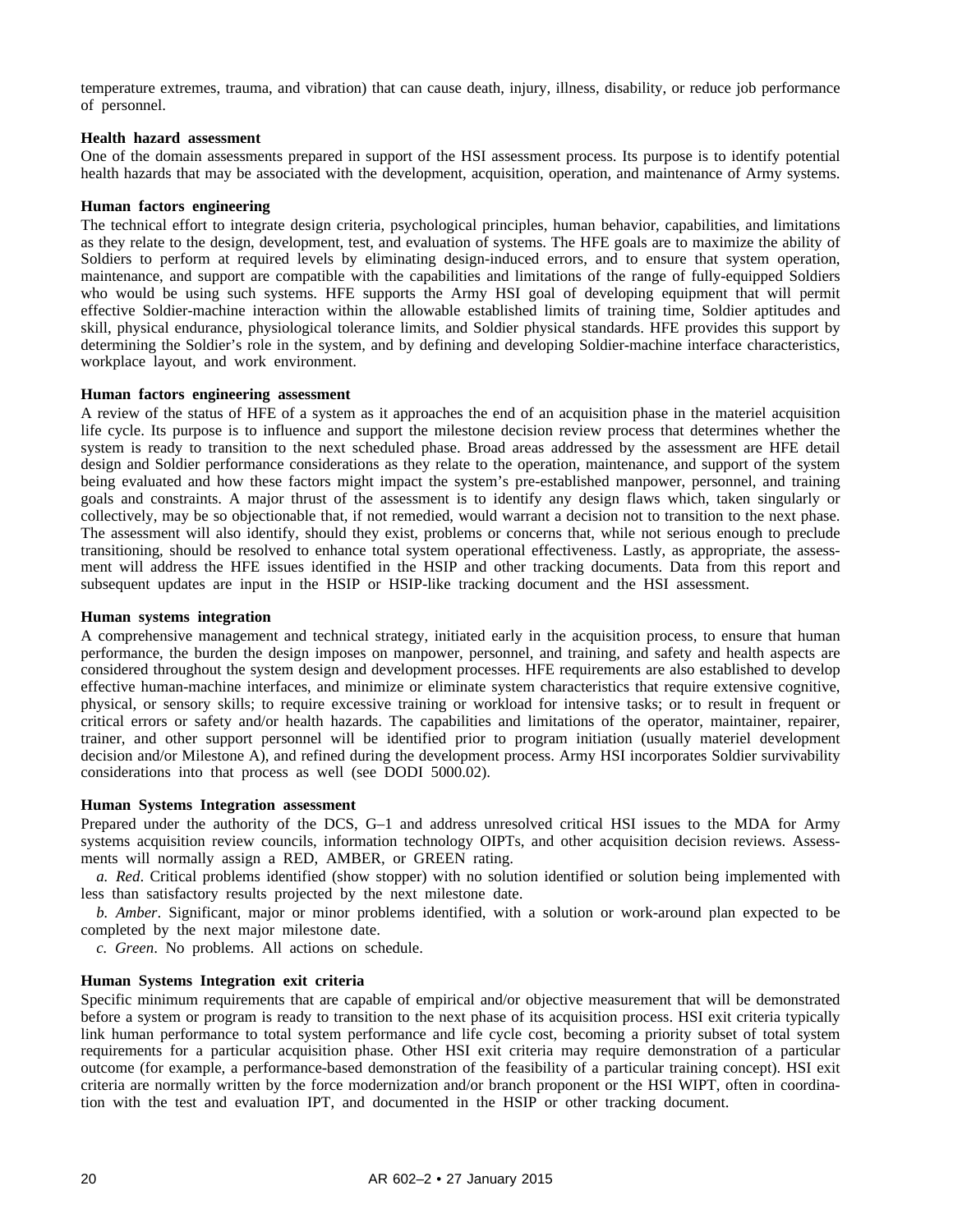temperature extremes, trauma, and vibration) that can cause death, injury, illness, disability, or reduce job performance of personnel.

**Health hazard assessment**
One of the domain assessments prepared in support of the HSI assessment process. Its purpose is to identify potential health hazards that may be associated with the development, acquisition, operation, and maintenance of Army systems.

**Human factors engineering**
The technical effort to integrate design criteria, psychological principles, human behavior, capabilities, and limitations as they relate to the design, development, test, and evaluation of systems. The HFE goals are to maximize the ability of Soldiers to perform at required levels by eliminating design-induced errors, and to ensure that system operation, maintenance, and support are compatible with the capabilities and limitations of the range of fully-equipped Soldiers who would be using such systems. HFE supports the Army HSI goal of developing equipment that will permit effective Soldier-machine interaction within the allowable established limits of training time, Soldier aptitudes and skill, physical endurance, physiological tolerance limits, and Soldier physical standards. HFE provides this support by determining the Soldier's role in the system, and by defining and developing Soldier-machine interface characteristics, workplace layout, and work environment.

**Human factors engineering assessment**
A review of the status of HFE of a system as it approaches the end of an acquisition phase in the materiel acquisition life cycle. Its purpose is to influence and support the milestone decision review process that determines whether the system is ready to transition to the next scheduled phase. Broad areas addressed by the assessment are HFE detail design and Soldier performance considerations as they relate to the operation, maintenance, and support of the system being evaluated and how these factors might impact the system's pre-established manpower, personnel, and training goals and constraints. A major thrust of the assessment is to identify any design flaws which, taken singularly or collectively, may be so objectionable that, if not remedied, would warrant a decision not to transition to the next phase. The assessment will also identify, should they exist, problems or concerns that, while not serious enough to preclude transitioning, should be resolved to enhance total system operational effectiveness. Lastly, as appropriate, the assessment will address the HFE issues identified in the HSIP and other tracking documents. Data from this report and subsequent updates are input in the HSIP or HSIP-like tracking document and the HSI assessment.

**Human systems integration**
A comprehensive management and technical strategy, initiated early in the acquisition process, to ensure that human performance, the burden the design imposes on manpower, personnel, and training, and safety and health aspects are considered throughout the system design and development processes. HFE requirements are also established to develop effective human-machine interfaces, and minimize or eliminate system characteristics that require extensive cognitive, physical, or sensory skills; to require excessive training or workload for intensive tasks; or to result in frequent or critical errors or safety and/or health hazards. The capabilities and limitations of the operator, maintainer, repairer, trainer, and other support personnel will be identified prior to program initiation (usually materiel development decision and/or Milestone A), and refined during the development process. Army HSI incorporates Soldier survivability considerations into that process as well (see DODI 5000.02).

**Human Systems Integration assessment**
Prepared under the authority of the DCS, G–1 and address unresolved critical HSI issues to the MDA for Army systems acquisition review councils, information technology OIPTs, and other acquisition decision reviews. Assessments will normally assign a RED, AMBER, or GREEN rating.

*a. Red*. Critical problems identified (show stopper) with no solution identified or solution being implemented with less than satisfactory results projected by the next milestone date.

*b. Amber*. Significant, major or minor problems identified, with a solution or work-around plan expected to be completed by the next major milestone date.

*c. Green*. No problems. All actions on schedule.

**Human Systems Integration exit criteria**
Specific minimum requirements that are capable of empirical and/or objective measurement that will be demonstrated before a system or program is ready to transition to the next phase of its acquisition process. HSI exit criteria typically link human performance to total system performance and life cycle cost, becoming a priority subset of total system requirements for a particular acquisition phase. Other HSI exit criteria may require demonstration of a particular outcome (for example, a performance-based demonstration of the feasibility of a particular training concept). HSI exit criteria are normally written by the force modernization and/or branch proponent or the HSI WIPT, often in coordination with the test and evaluation IPT, and documented in the HSIP or other tracking document.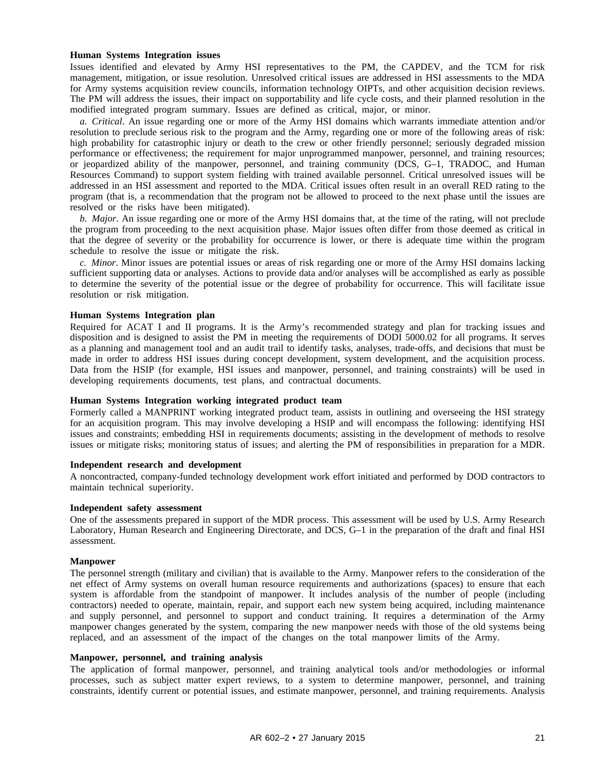**Human Systems Integration issues**

Issues identified and elevated by Army HSI representatives to the PM, the CAPDEV, and the TCM for risk management, mitigation, or issue resolution. Unresolved critical issues are addressed in HSI assessments to the MDA for Army systems acquisition review councils, information technology OIPTs, and other acquisition decision reviews. The PM will address the issues, their impact on supportability and life cycle costs, and their planned resolution in the modified integrated program summary. Issues are defined as critical, major, or minor.

*a. Critical*. An issue regarding one or more of the Army HSI domains which warrants immediate attention and/or resolution to preclude serious risk to the program and the Army, regarding one or more of the following areas of risk: high probability for catastrophic injury or death to the crew or other friendly personnel; seriously degraded mission performance or effectiveness; the requirement for major unprogrammed manpower, personnel, and training resources; or jeopardized ability of the manpower, personnel, and training community (DCS, G–1, TRADOC, and Human Resources Command) to support system fielding with trained available personnel. Critical unresolved issues will be addressed in an HSI assessment and reported to the MDA. Critical issues often result in an overall RED rating to the program (that is, a recommendation that the program not be allowed to proceed to the next phase until the issues are resolved or the risks have been mitigated).

*b. Major*. An issue regarding one or more of the Army HSI domains that, at the time of the rating, will not preclude the program from proceeding to the next acquisition phase. Major issues often differ from those deemed as critical in that the degree of severity or the probability for occurrence is lower, or there is adequate time within the program schedule to resolve the issue or mitigate the risk.

*c. Minor*. Minor issues are potential issues or areas of risk regarding one or more of the Army HSI domains lacking sufficient supporting data or analyses. Actions to provide data and/or analyses will be accomplished as early as possible to determine the severity of the potential issue or the degree of probability for occurrence. This will facilitate issue resolution or risk mitigation.

**Human Systems Integration plan**

Required for ACAT I and II programs. It is the Army's recommended strategy and plan for tracking issues and disposition and is designed to assist the PM in meeting the requirements of DODI 5000.02 for all programs. It serves as a planning and management tool and an audit trail to identify tasks, analyses, trade-offs, and decisions that must be made in order to address HSI issues during concept development, system development, and the acquisition process. Data from the HSIP (for example, HSI issues and manpower, personnel, and training constraints) will be used in developing requirements documents, test plans, and contractual documents.

**Human Systems Integration working integrated product team**

Formerly called a MANPRINT working integrated product team, assists in outlining and overseeing the HSI strategy for an acquisition program. This may involve developing a HSIP and will encompass the following: identifying HSI issues and constraints; embedding HSI in requirements documents; assisting in the development of methods to resolve issues or mitigate risks; monitoring status of issues; and alerting the PM of responsibilities in preparation for a MDR.

**Independent research and development**

A noncontracted, company-funded technology development work effort initiated and performed by DOD contractors to maintain technical superiority.

**Independent safety assessment**

One of the assessments prepared in support of the MDR process. This assessment will be used by U.S. Army Research Laboratory, Human Research and Engineering Directorate, and DCS, G–1 in the preparation of the draft and final HSI assessment.

**Manpower**

The personnel strength (military and civilian) that is available to the Army. Manpower refers to the consideration of the net effect of Army systems on overall human resource requirements and authorizations (spaces) to ensure that each system is affordable from the standpoint of manpower. It includes analysis of the number of people (including contractors) needed to operate, maintain, repair, and support each new system being acquired, including maintenance and supply personnel, and personnel to support and conduct training. It requires a determination of the Army manpower changes generated by the system, comparing the new manpower needs with those of the old systems being replaced, and an assessment of the impact of the changes on the total manpower limits of the Army.

**Manpower, personnel, and training analysis**

The application of formal manpower, personnel, and training analytical tools and/or methodologies or informal processes, such as subject matter expert reviews, to a system to determine manpower, personnel, and training constraints, identify current or potential issues, and estimate manpower, personnel, and training requirements. Analysis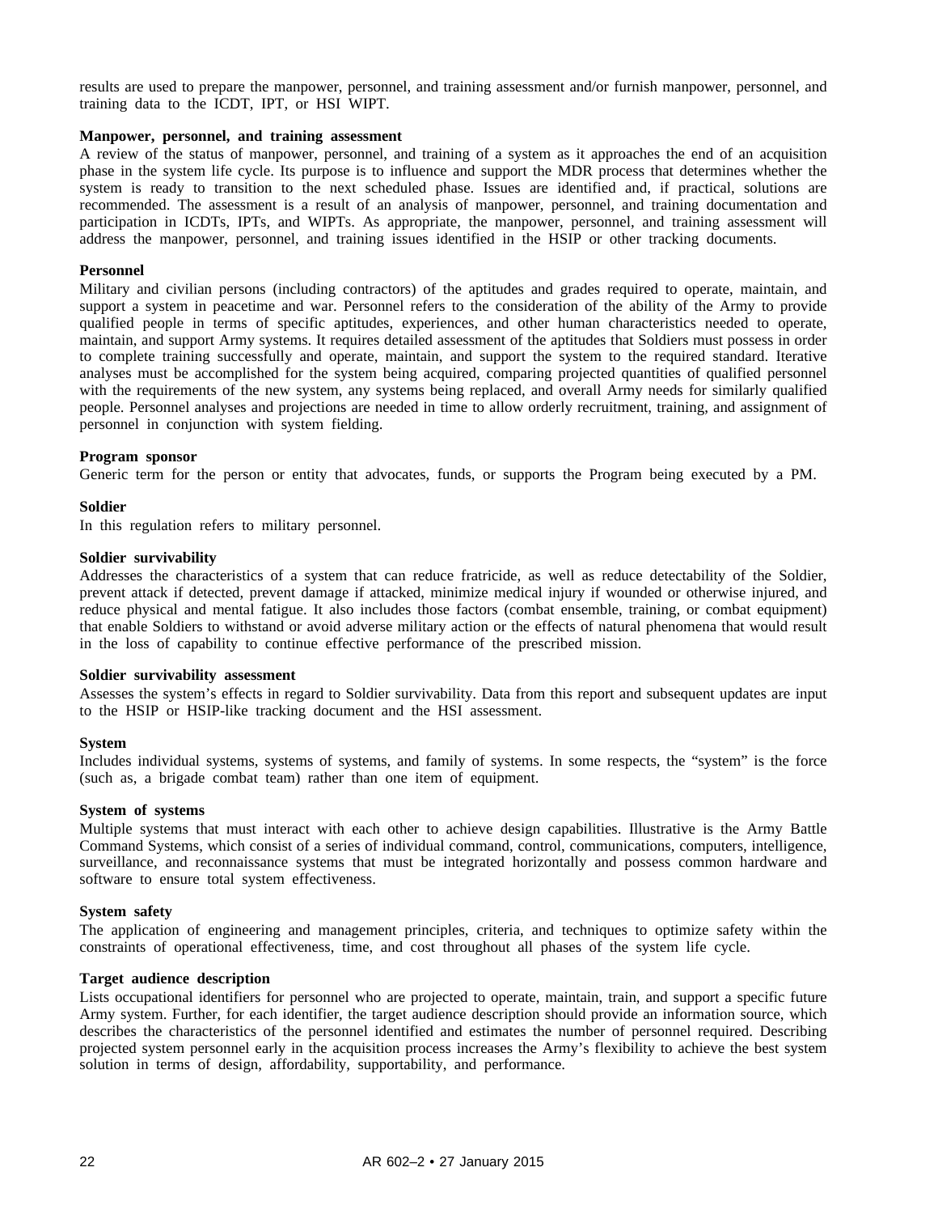results are used to prepare the manpower, personnel, and training assessment and/or furnish manpower, personnel, and training data to the ICDT, IPT, or HSI WIPT.

**Manpower, personnel, and training assessment**
A review of the status of manpower, personnel, and training of a system as it approaches the end of an acquisition phase in the system life cycle. Its purpose is to influence and support the MDR process that determines whether the system is ready to transition to the next scheduled phase. Issues are identified and, if practical, solutions are recommended. The assessment is a result of an analysis of manpower, personnel, and training documentation and participation in ICDTs, IPTs, and WIPTs. As appropriate, the manpower, personnel, and training assessment will address the manpower, personnel, and training issues identified in the HSIP or other tracking documents.

**Personnel**
Military and civilian persons (including contractors) of the aptitudes and grades required to operate, maintain, and support a system in peacetime and war. Personnel refers to the consideration of the ability of the Army to provide qualified people in terms of specific aptitudes, experiences, and other human characteristics needed to operate, maintain, and support Army systems. It requires detailed assessment of the aptitudes that Soldiers must possess in order to complete training successfully and operate, maintain, and support the system to the required standard. Iterative analyses must be accomplished for the system being acquired, comparing projected quantities of qualified personnel with the requirements of the new system, any systems being replaced, and overall Army needs for similarly qualified people. Personnel analyses and projections are needed in time to allow orderly recruitment, training, and assignment of personnel in conjunction with system fielding.

**Program sponsor**
Generic term for the person or entity that advocates, funds, or supports the Program being executed by a PM.

**Soldier**
In this regulation refers to military personnel.

**Soldier survivability**
Addresses the characteristics of a system that can reduce fratricide, as well as reduce detectability of the Soldier, prevent attack if detected, prevent damage if attacked, minimize medical injury if wounded or otherwise injured, and reduce physical and mental fatigue. It also includes those factors (combat ensemble, training, or combat equipment) that enable Soldiers to withstand or avoid adverse military action or the effects of natural phenomena that would result in the loss of capability to continue effective performance of the prescribed mission.

**Soldier survivability assessment**
Assesses the system's effects in regard to Soldier survivability. Data from this report and subsequent updates are input to the HSIP or HSIP-like tracking document and the HSI assessment.

**System**
Includes individual systems, systems of systems, and family of systems. In some respects, the "system" is the force (such as, a brigade combat team) rather than one item of equipment.

**System of systems**
Multiple systems that must interact with each other to achieve design capabilities. Illustrative is the Army Battle Command Systems, which consist of a series of individual command, control, communications, computers, intelligence, surveillance, and reconnaissance systems that must be integrated horizontally and possess common hardware and software to ensure total system effectiveness.

**System safety**
The application of engineering and management principles, criteria, and techniques to optimize safety within the constraints of operational effectiveness, time, and cost throughout all phases of the system life cycle.

**Target audience description**
Lists occupational identifiers for personnel who are projected to operate, maintain, train, and support a specific future Army system. Further, for each identifier, the target audience description should provide an information source, which describes the characteristics of the personnel identified and estimates the number of personnel required. Describing projected system personnel early in the acquisition process increases the Army's flexibility to achieve the best system solution in terms of design, affordability, supportability, and performance.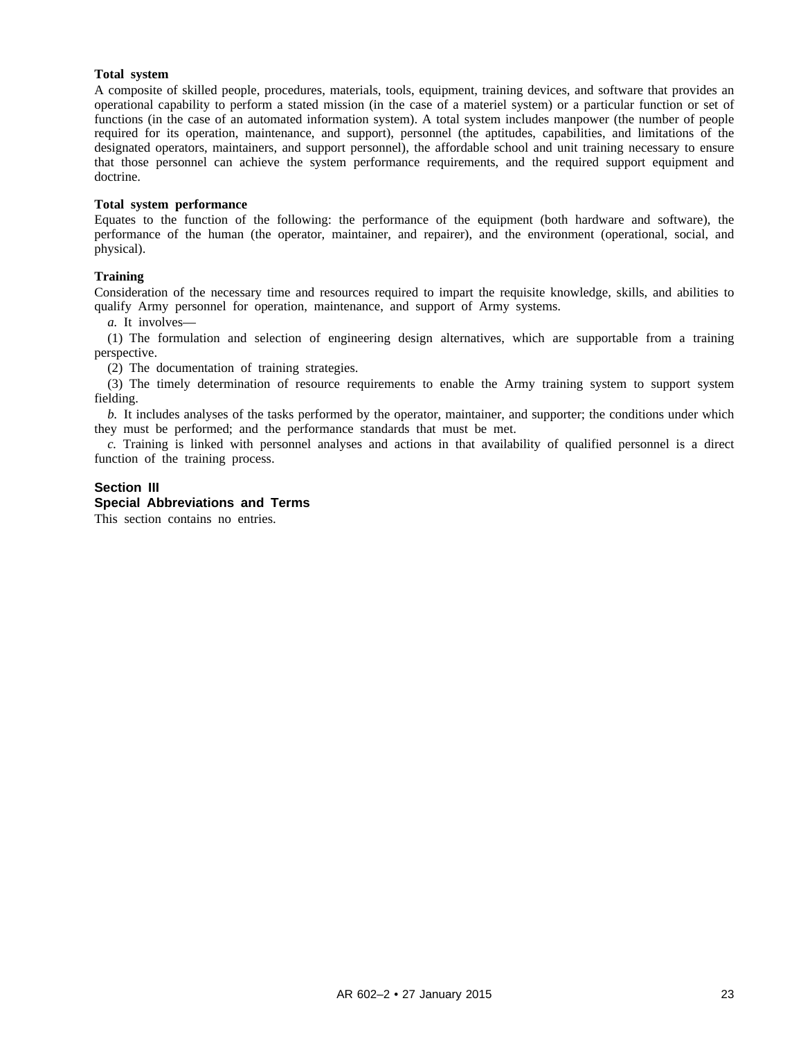**Total system**

A composite of skilled people, procedures, materials, tools, equipment, training devices, and software that provides an operational capability to perform a stated mission (in the case of a materiel system) or a particular function or set of functions (in the case of an automated information system). A total system includes manpower (the number of people required for its operation, maintenance, and support), personnel (the aptitudes, capabilities, and limitations of the designated operators, maintainers, and support personnel), the affordable school and unit training necessary to ensure that those personnel can achieve the system performance requirements, and the required support equipment and doctrine.

**Total system performance**

Equates to the function of the following: the performance of the equipment (both hardware and software), the performance of the human (the operator, maintainer, and repairer), and the environment (operational, social, and physical).

**Training**

Consideration of the necessary time and resources required to impart the requisite knowledge, skills, and abilities to qualify Army personnel for operation, maintenance, and support of Army systems.

*a.* It involves—

(1) The formulation and selection of engineering design alternatives, which are supportable from a training perspective.

(2) The documentation of training strategies.

(3) The timely determination of resource requirements to enable the Army training system to support system fielding.

*b.* It includes analyses of the tasks performed by the operator, maintainer, and supporter; the conditions under which they must be performed; and the performance standards that must be met.

*c.* Training is linked with personnel analyses and actions in that availability of qualified personnel is a direct function of the training process.

## Section III
## Special Abbreviations and Terms

This section contains no entries.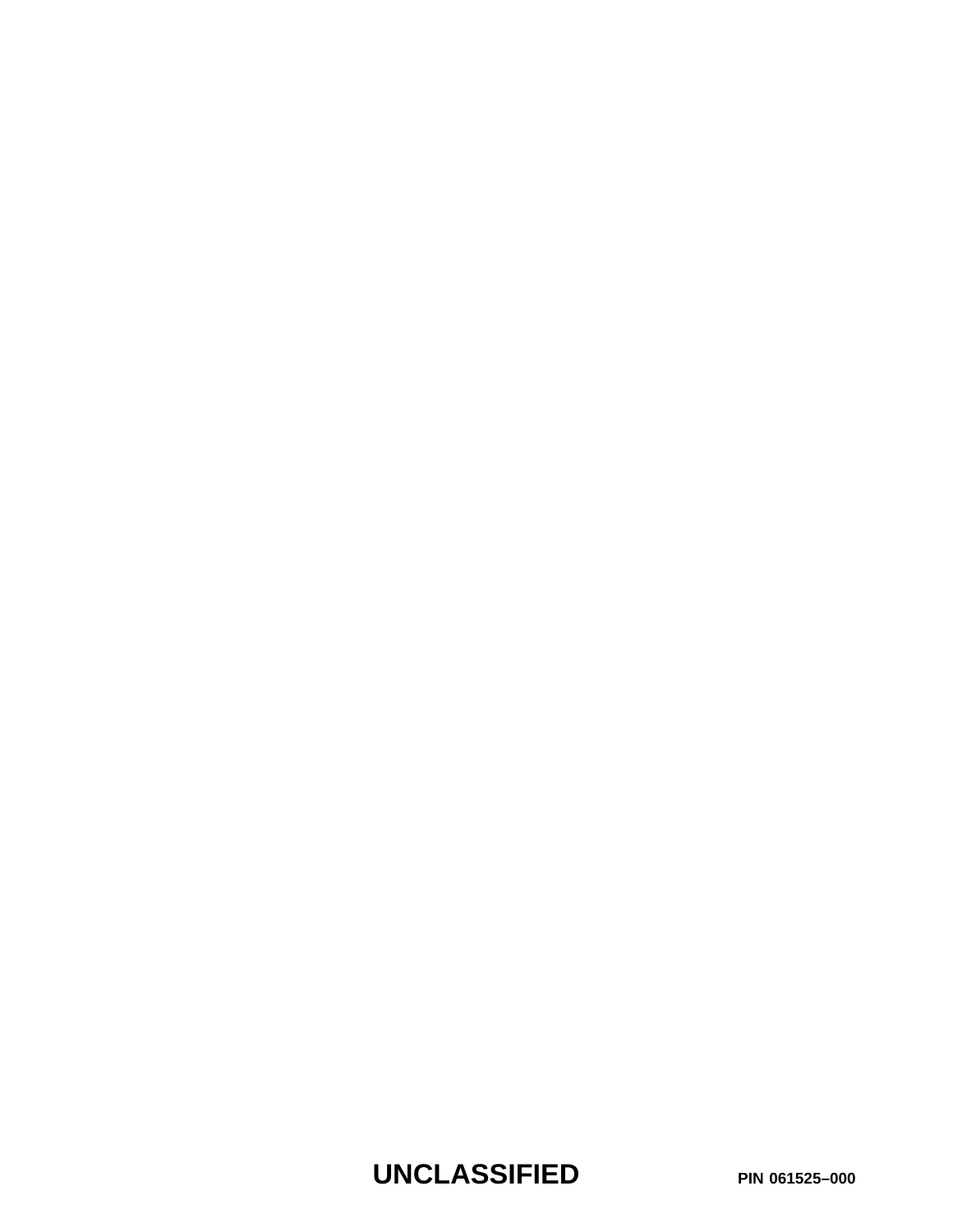UNCLASSIFIED

PIN 061525–000